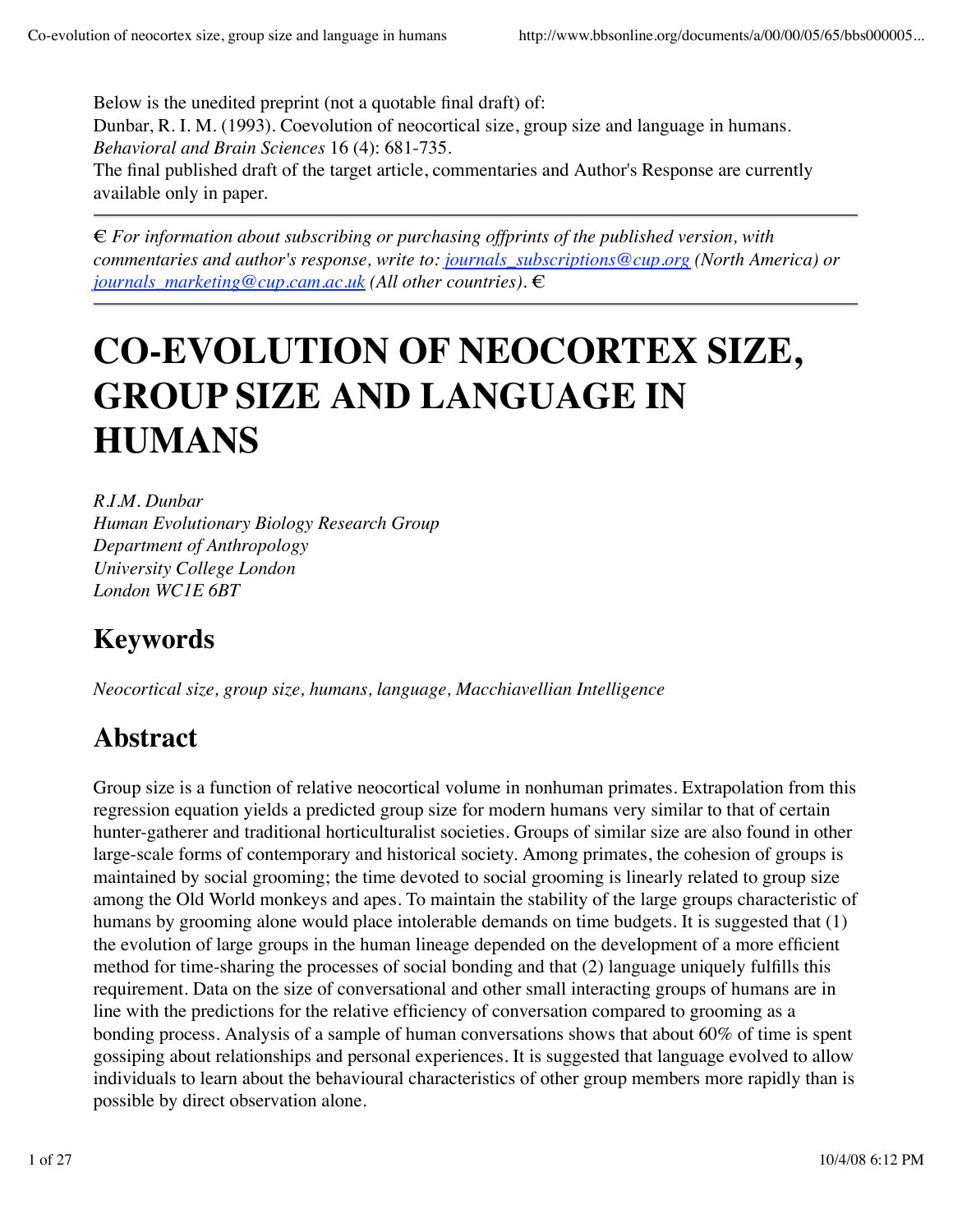Below is the unedited preprint (not a quotable final draft) of:
Dunbar, R. I. M. (1993). Coevolution of neocortical size, group size and language in humans. *Behavioral and Brain Sciences* 16 (4): 681-735.
The final published draft of the target article, commentaries and Author's Response are currently available only in paper.

---

€ *For information about subscribing or purchasing offprints of the published version, with commentaries and author's response, write to: [journals_subscriptions@cup.org](mailto:journals_subscriptions@cup.org) (North America) or [journals_marketing@cup.cam.ac.uk](mailto:journals_marketing@cup.cam.ac.uk) (All other countries).* €

---

# CO-EVOLUTION OF NEOCORTEX SIZE, GROUP SIZE AND LANGUAGE IN HUMANS

*R.I.M. Dunbar*
*Human Evolutionary Biology Research Group*
*Department of Anthropology*
*University College London*
*London WC1E 6BT*

## Keywords

*Neocortical size, group size, humans, language, Macchiavellian Intelligence*

## Abstract

Group size is a function of relative neocortical volume in nonhuman primates. Extrapolation from this regression equation yields a predicted group size for modern humans very similar to that of certain hunter-gatherer and traditional horticulturalist societies. Groups of similar size are also found in other large-scale forms of contemporary and historical society. Among primates, the cohesion of groups is maintained by social grooming; the time devoted to social grooming is linearly related to group size among the Old World monkeys and apes. To maintain the stability of the large groups characteristic of humans by grooming alone would place intolerable demands on time budgets. It is suggested that (1) the evolution of large groups in the human lineage depended on the development of a more efficient method for time-sharing the processes of social bonding and that (2) language uniquely fulfills this requirement. Data on the size of conversational and other small interacting groups of humans are in line with the predictions for the relative efficiency of conversation compared to grooming as a bonding process. Analysis of a sample of human conversations shows that about 60% of time is spent gossiping about relationships and personal experiences. It is suggested that language evolved to allow individuals to learn about the behavioural characteristics of other group members more rapidly than is possible by direct observation alone.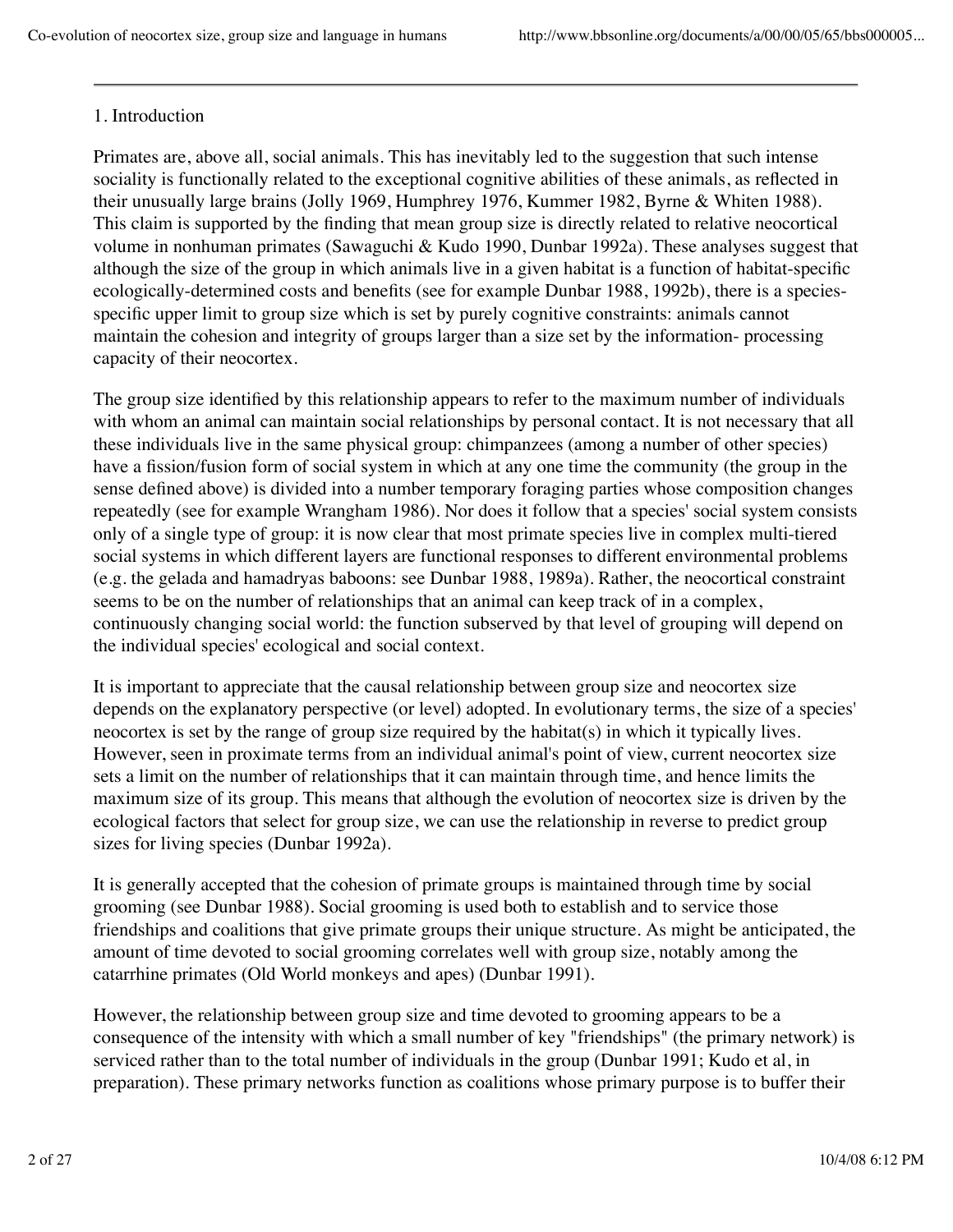## 1. Introduction

Primates are, above all, social animals. This has inevitably led to the suggestion that such intense sociality is functionally related to the exceptional cognitive abilities of these animals, as reflected in their unusually large brains (Jolly 1969, Humphrey 1976, Kummer 1982, Byrne & Whiten 1988). This claim is supported by the finding that mean group size is directly related to relative neocortical volume in nonhuman primates (Sawaguchi & Kudo 1990, Dunbar 1992a). These analyses suggest that although the size of the group in which animals live in a given habitat is a function of habitat-specific ecologically-determined costs and benefits (see for example Dunbar 1988, 1992b), there is a species-specific upper limit to group size which is set by purely cognitive constraints: animals cannot maintain the cohesion and integrity of groups larger than a size set by the information- processing capacity of their neocortex.

The group size identified by this relationship appears to refer to the maximum number of individuals with whom an animal can maintain social relationships by personal contact. It is not necessary that all these individuals live in the same physical group: chimpanzees (among a number of other species) have a fission/fusion form of social system in which at any one time the community (the group in the sense defined above) is divided into a number temporary foraging parties whose composition changes repeatedly (see for example Wrangham 1986). Nor does it follow that a species' social system consists only of a single type of group: it is now clear that most primate species live in complex multi-tiered social systems in which different layers are functional responses to different environmental problems (e.g. the gelada and hamadryas baboons: see Dunbar 1988, 1989a). Rather, the neocortical constraint seems to be on the number of relationships that an animal can keep track of in a complex, continuously changing social world: the function subserved by that level of grouping will depend on the individual species' ecological and social context.

It is important to appreciate that the causal relationship between group size and neocortex size depends on the explanatory perspective (or level) adopted. In evolutionary terms, the size of a species' neocortex is set by the range of group size required by the habitat(s) in which it typically lives. However, seen in proximate terms from an individual animal's point of view, current neocortex size sets a limit on the number of relationships that it can maintain through time, and hence limits the maximum size of its group. This means that although the evolution of neocortex size is driven by the ecological factors that select for group size, we can use the relationship in reverse to predict group sizes for living species (Dunbar 1992a).

It is generally accepted that the cohesion of primate groups is maintained through time by social grooming (see Dunbar 1988). Social grooming is used both to establish and to service those friendships and coalitions that give primate groups their unique structure. As might be anticipated, the amount of time devoted to social grooming correlates well with group size, notably among the catarrhine primates (Old World monkeys and apes) (Dunbar 1991).

However, the relationship between group size and time devoted to grooming appears to be a consequence of the intensity with which a small number of key "friendships" (the primary network) is serviced rather than to the total number of individuals in the group (Dunbar 1991; Kudo et al, in preparation). These primary networks function as coalitions whose primary purpose is to buffer their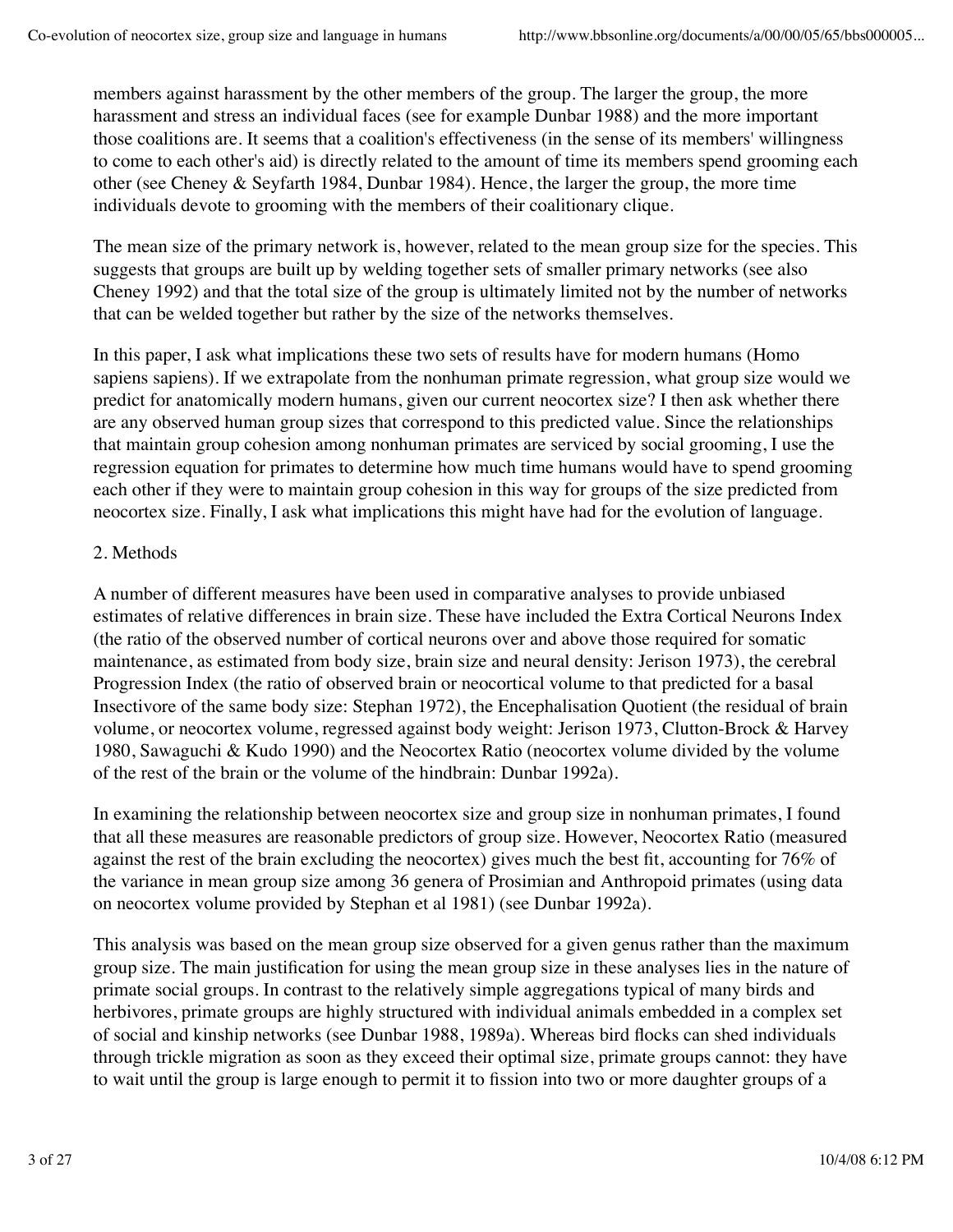members against harassment by the other members of the group. The larger the group, the more harassment and stress an individual faces (see for example Dunbar 1988) and the more important those coalitions are. It seems that a coalition's effectiveness (in the sense of its members' willingness to come to each other's aid) is directly related to the amount of time its members spend grooming each other (see Cheney & Seyfarth 1984, Dunbar 1984). Hence, the larger the group, the more time individuals devote to grooming with the members of their coalitionary clique.

The mean size of the primary network is, however, related to the mean group size for the species. This suggests that groups are built up by welding together sets of smaller primary networks (see also Cheney 1992) and that the total size of the group is ultimately limited not by the number of networks that can be welded together but rather by the size of the networks themselves.

In this paper, I ask what implications these two sets of results have for modern humans (Homo sapiens sapiens). If we extrapolate from the nonhuman primate regression, what group size would we predict for anatomically modern humans, given our current neocortex size? I then ask whether there are any observed human group sizes that correspond to this predicted value. Since the relationships that maintain group cohesion among nonhuman primates are serviced by social grooming, I use the regression equation for primates to determine how much time humans would have to spend grooming each other if they were to maintain group cohesion in this way for groups of the size predicted from neocortex size. Finally, I ask what implications this might have had for the evolution of language.

## 2. Methods

A number of different measures have been used in comparative analyses to provide unbiased estimates of relative differences in brain size. These have included the Extra Cortical Neurons Index (the ratio of the observed number of cortical neurons over and above those required for somatic maintenance, as estimated from body size, brain size and neural density: Jerison 1973), the cerebral Progression Index (the ratio of observed brain or neocortical volume to that predicted for a basal Insectivore of the same body size: Stephan 1972), the Encephalisation Quotient (the residual of brain volume, or neocortex volume, regressed against body weight: Jerison 1973, Clutton-Brock & Harvey 1980, Sawaguchi & Kudo 1990) and the Neocortex Ratio (neocortex volume divided by the volume of the rest of the brain or the volume of the hindbrain: Dunbar 1992a).

In examining the relationship between neocortex size and group size in nonhuman primates, I found that all these measures are reasonable predictors of group size. However, Neocortex Ratio (measured against the rest of the brain excluding the neocortex) gives much the best fit, accounting for 76% of the variance in mean group size among 36 genera of Prosimian and Anthropoid primates (using data on neocortex volume provided by Stephan et al 1981) (see Dunbar 1992a).

This analysis was based on the mean group size observed for a given genus rather than the maximum group size. The main justification for using the mean group size in these analyses lies in the nature of primate social groups. In contrast to the relatively simple aggregations typical of many birds and herbivores, primate groups are highly structured with individual animals embedded in a complex set of social and kinship networks (see Dunbar 1988, 1989a). Whereas bird flocks can shed individuals through trickle migration as soon as they exceed their optimal size, primate groups cannot: they have to wait until the group is large enough to permit it to fission into two or more daughter groups of a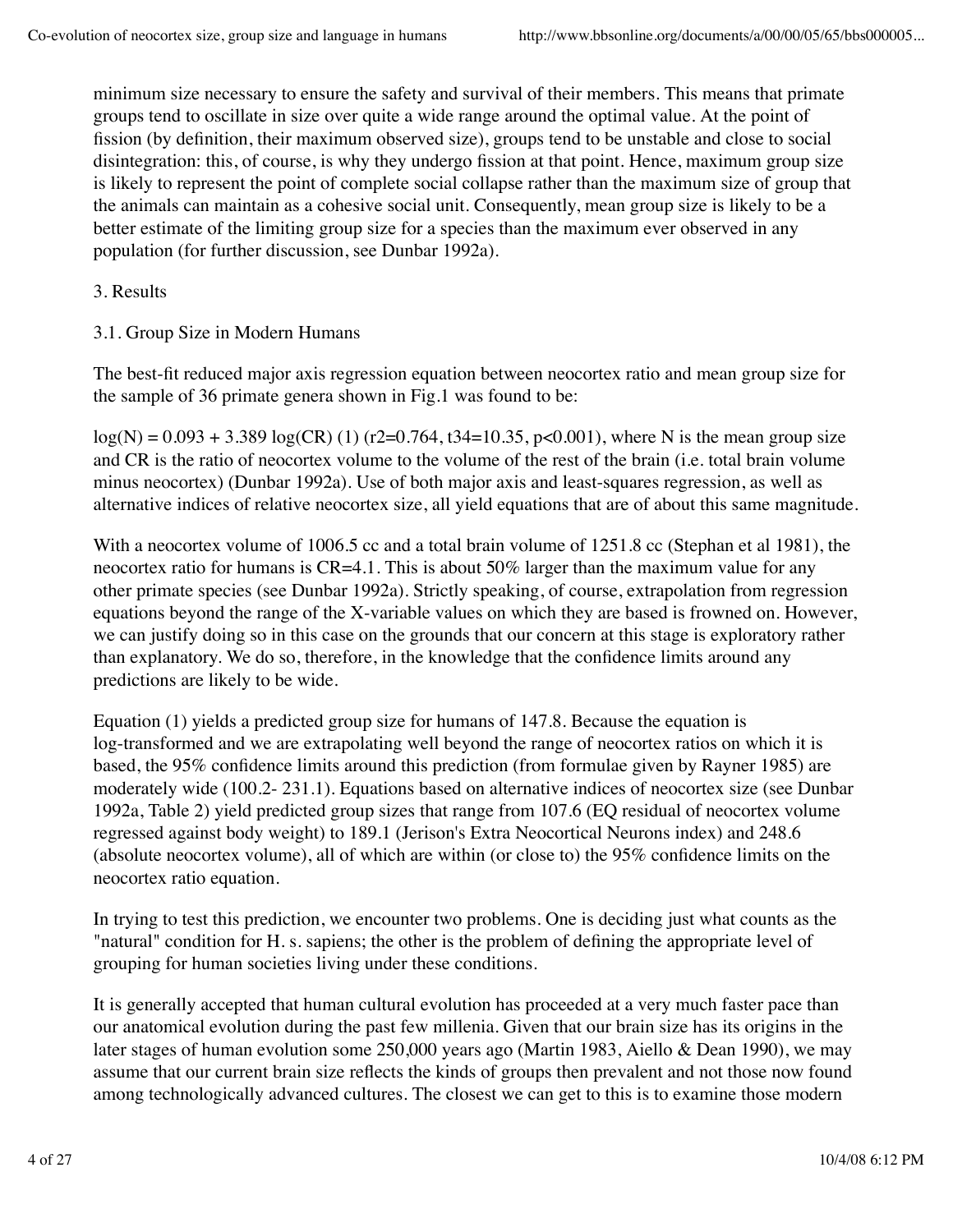minimum size necessary to ensure the safety and survival of their members. This means that primate groups tend to oscillate in size over quite a wide range around the optimal value. At the point of fission (by definition, their maximum observed size), groups tend to be unstable and close to social disintegration: this, of course, is why they undergo fission at that point. Hence, maximum group size is likely to represent the point of complete social collapse rather than the maximum size of group that the animals can maintain as a cohesive social unit. Consequently, mean group size is likely to be a better estimate of the limiting group size for a species than the maximum ever observed in any population (for further discussion, see Dunbar 1992a).

## 3. Results

### 3.1. Group Size in Modern Humans

The best-fit reduced major axis regression equation between neocortex ratio and mean group size for the sample of 36 primate genera shown in Fig.1 was found to be:

$\log(N) = 0.093 + 3.389 \log(CR)$ (1) ($r^2=0.764$, $t_{34}=10.35$, $p<0.001$), where N is the mean group size and CR is the ratio of neocortex volume to the volume of the rest of the brain (i.e. total brain volume minus neocortex) (Dunbar 1992a). Use of both major axis and least-squares regression, as well as alternative indices of relative neocortex size, all yield equations that are of about this same magnitude.

With a neocortex volume of 1006.5 cc and a total brain volume of 1251.8 cc (Stephan et al 1981), the neocortex ratio for humans is CR=4.1. This is about 50% larger than the maximum value for any other primate species (see Dunbar 1992a). Strictly speaking, of course, extrapolation from regression equations beyond the range of the X-variable values on which they are based is frowned on. However, we can justify doing so in this case on the grounds that our concern at this stage is exploratory rather than explanatory. We do so, therefore, in the knowledge that the confidence limits around any predictions are likely to be wide.

Equation (1) yields a predicted group size for humans of 147.8. Because the equation is log-transformed and we are extrapolating well beyond the range of neocortex ratios on which it is based, the 95% confidence limits around this prediction (from formulae given by Rayner 1985) are moderately wide (100.2- 231.1). Equations based on alternative indices of neocortex size (see Dunbar 1992a, Table 2) yield predicted group sizes that range from 107.6 (EQ residual of neocortex volume regressed against body weight) to 189.1 (Jerison's Extra Neocortical Neurons index) and 248.6 (absolute neocortex volume), all of which are within (or close to) the 95% confidence limits on the neocortex ratio equation.

In trying to test this prediction, we encounter two problems. One is deciding just what counts as the "natural" condition for H. s. sapiens; the other is the problem of defining the appropriate level of grouping for human societies living under these conditions.

It is generally accepted that human cultural evolution has proceeded at a very much faster pace than our anatomical evolution during the past few millenia. Given that our brain size has its origins in the later stages of human evolution some 250,000 years ago (Martin 1983, Aiello & Dean 1990), we may assume that our current brain size reflects the kinds of groups then prevalent and not those now found among technologically advanced cultures. The closest we can get to this is to examine those modern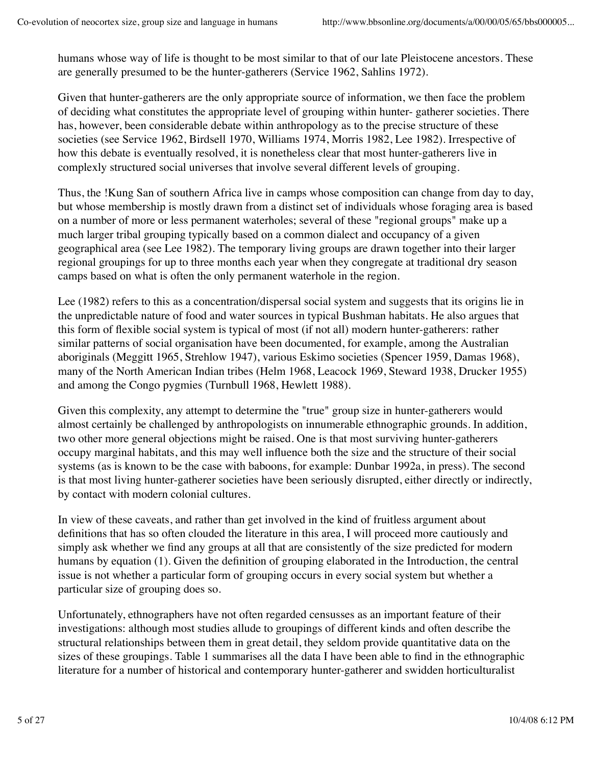humans whose way of life is thought to be most similar to that of our late Pleistocene ancestors. These are generally presumed to be the hunter-gatherers (Service 1962, Sahlins 1972).

Given that hunter-gatherers are the only appropriate source of information, we then face the problem of deciding what constitutes the appropriate level of grouping within hunter- gatherer societies. There has, however, been considerable debate within anthropology as to the precise structure of these societies (see Service 1962, Birdsell 1970, Williams 1974, Morris 1982, Lee 1982). Irrespective of how this debate is eventually resolved, it is nonetheless clear that most hunter-gatherers live in complexly structured social universes that involve several different levels of grouping.

Thus, the !Kung San of southern Africa live in camps whose composition can change from day to day, but whose membership is mostly drawn from a distinct set of individuals whose foraging area is based on a number of more or less permanent waterholes; several of these "regional groups" make up a much larger tribal grouping typically based on a common dialect and occupancy of a given geographical area (see Lee 1982). The temporary living groups are drawn together into their larger regional groupings for up to three months each year when they congregate at traditional dry season camps based on what is often the only permanent waterhole in the region.

Lee (1982) refers to this as a concentration/dispersal social system and suggests that its origins lie in the unpredictable nature of food and water sources in typical Bushman habitats. He also argues that this form of flexible social system is typical of most (if not all) modern hunter-gatherers: rather similar patterns of social organisation have been documented, for example, among the Australian aboriginals (Meggitt 1965, Strehlow 1947), various Eskimo societies (Spencer 1959, Damas 1968), many of the North American Indian tribes (Helm 1968, Leacock 1969, Steward 1938, Drucker 1955) and among the Congo pygmies (Turnbull 1968, Hewlett 1988).

Given this complexity, any attempt to determine the "true" group size in hunter-gatherers would almost certainly be challenged by anthropologists on innumerable ethnographic grounds. In addition, two other more general objections might be raised. One is that most surviving hunter-gatherers occupy marginal habitats, and this may well influence both the size and the structure of their social systems (as is known to be the case with baboons, for example: Dunbar 1992a, in press). The second is that most living hunter-gatherer societies have been seriously disrupted, either directly or indirectly, by contact with modern colonial cultures.

In view of these caveats, and rather than get involved in the kind of fruitless argument about definitions that has so often clouded the literature in this area, I will proceed more cautiously and simply ask whether we find any groups at all that are consistently of the size predicted for modern humans by equation (1). Given the definition of grouping elaborated in the Introduction, the central issue is not whether a particular form of grouping occurs in every social system but whether a particular size of grouping does so.

Unfortunately, ethnographers have not often regarded censusses as an important feature of their investigations: although most studies allude to groupings of different kinds and often describe the structural relationships between them in great detail, they seldom provide quantitative data on the sizes of these groupings. Table 1 summarises all the data I have been able to find in the ethnographic literature for a number of historical and contemporary hunter-gatherer and swidden horticulturalist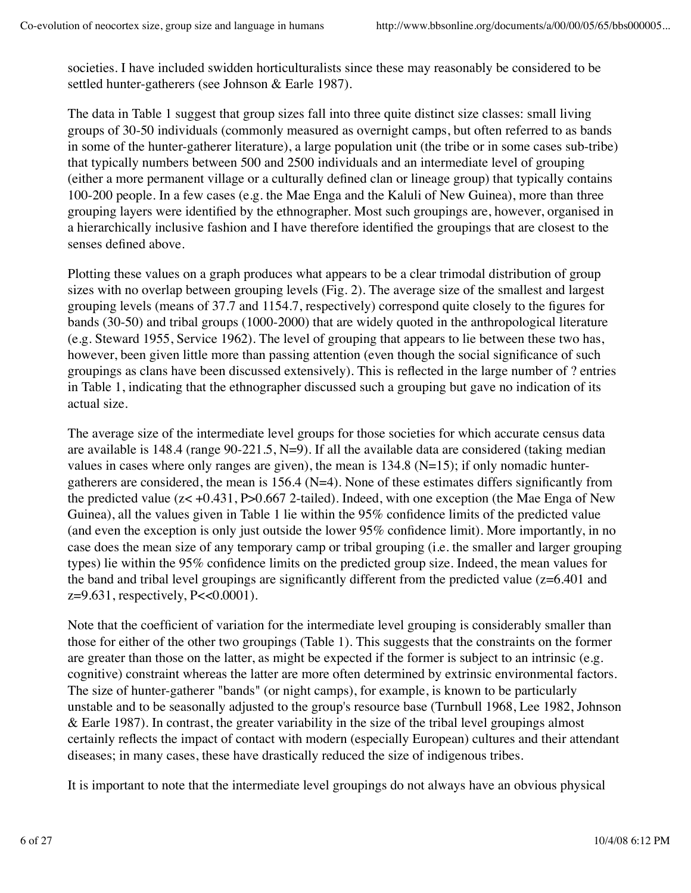societies. I have included swidden horticulturalists since these may reasonably be considered to be settled hunter-gatherers (see Johnson & Earle 1987).

The data in Table 1 suggest that group sizes fall into three quite distinct size classes: small living groups of 30-50 individuals (commonly measured as overnight camps, but often referred to as bands in some of the hunter-gatherer literature), a large population unit (the tribe or in some cases sub-tribe) that typically numbers between 500 and 2500 individuals and an intermediate level of grouping (either a more permanent village or a culturally defined clan or lineage group) that typically contains 100-200 people. In a few cases (e.g. the Mae Enga and the Kaluli of New Guinea), more than three grouping layers were identified by the ethnographer. Most such groupings are, however, organised in a hierarchically inclusive fashion and I have therefore identified the groupings that are closest to the senses defined above.

Plotting these values on a graph produces what appears to be a clear trimodal distribution of group sizes with no overlap between grouping levels (Fig. 2). The average size of the smallest and largest grouping levels (means of 37.7 and 1154.7, respectively) correspond quite closely to the figures for bands (30-50) and tribal groups (1000-2000) that are widely quoted in the anthropological literature (e.g. Steward 1955, Service 1962). The level of grouping that appears to lie between these two has, however, been given little more than passing attention (even though the social significance of such groupings as clans have been discussed extensively). This is reflected in the large number of ? entries in Table 1, indicating that the ethnographer discussed such a grouping but gave no indication of its actual size.

The average size of the intermediate level groups for those societies for which accurate census data are available is 148.4 (range 90-221.5, N=9). If all the available data are considered (taking median values in cases where only ranges are given), the mean is 134.8 (N=15); if only nomadic hunter-gatherers are considered, the mean is 156.4 (N=4). None of these estimates differs significantly from the predicted value ($z < +0.431$, $P > 0.667$ 2-tailed). Indeed, with one exception (the Mae Enga of New Guinea), all the values given in Table 1 lie within the 95% confidence limits of the predicted value (and even the exception is only just outside the lower 95% confidence limit). More importantly, in no case does the mean size of any temporary camp or tribal grouping (i.e. the smaller and larger grouping types) lie within the 95% confidence limits on the predicted group size. Indeed, the mean values for the band and tribal level groupings are significantly different from the predicted value ($z=6.401$ and $z=9.631$, respectively, $P<<0.0001$).

Note that the coefficient of variation for the intermediate level grouping is considerably smaller than those for either of the other two groupings (Table 1). This suggests that the constraints on the former are greater than those on the latter, as might be expected if the former is subject to an intrinsic (e.g. cognitive) constraint whereas the latter are more often determined by extrinsic environmental factors. The size of hunter-gatherer "bands" (or night camps), for example, is known to be particularly unstable and to be seasonally adjusted to the group's resource base (Turnbull 1968, Lee 1982, Johnson & Earle 1987). In contrast, the greater variability in the size of the tribal level groupings almost certainly reflects the impact of contact with modern (especially European) cultures and their attendant diseases; in many cases, these have drastically reduced the size of indigenous tribes.

It is important to note that the intermediate level groupings do not always have an obvious physical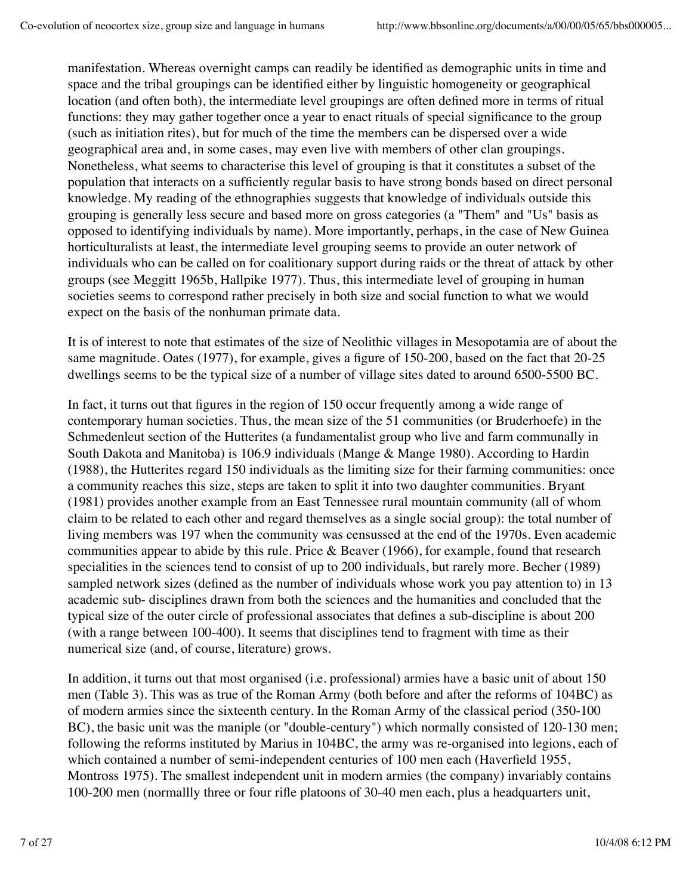manifestation. Whereas overnight camps can readily be identified as demographic units in time and space and the tribal groupings can be identified either by linguistic homogeneity or geographical location (and often both), the intermediate level groupings are often defined more in terms of ritual functions: they may gather together once a year to enact rituals of special significance to the group (such as initiation rites), but for much of the time the members can be dispersed over a wide geographical area and, in some cases, may even live with members of other clan groupings. Nonetheless, what seems to characterise this level of grouping is that it constitutes a subset of the population that interacts on a sufficiently regular basis to have strong bonds based on direct personal knowledge. My reading of the ethnographies suggests that knowledge of individuals outside this grouping is generally less secure and based more on gross categories (a "Them" and "Us" basis as opposed to identifying individuals by name). More importantly, perhaps, in the case of New Guinea horticulturalists at least, the intermediate level grouping seems to provide an outer network of individuals who can be called on for coalitionary support during raids or the threat of attack by other groups (see Meggitt 1965b, Hallpike 1977). Thus, this intermediate level of grouping in human societies seems to correspond rather precisely in both size and social function to what we would expect on the basis of the nonhuman primate data.

It is of interest to note that estimates of the size of Neolithic villages in Mesopotamia are of about the same magnitude. Oates (1977), for example, gives a figure of 150-200, based on the fact that 20-25 dwellings seems to be the typical size of a number of village sites dated to around 6500-5500 BC.

In fact, it turns out that figures in the region of 150 occur frequently among a wide range of contemporary human societies. Thus, the mean size of the 51 communities (or Bruderhoefe) in the Schmedenleut section of the Hutterites (a fundamentalist group who live and farm communally in South Dakota and Manitoba) is 106.9 individuals (Mange & Mange 1980). According to Hardin (1988), the Hutterites regard 150 individuals as the limiting size for their farming communities: once a community reaches this size, steps are taken to split it into two daughter communities. Bryant (1981) provides another example from an East Tennessee rural mountain community (all of whom claim to be related to each other and regard themselves as a single social group): the total number of living members was 197 when the community was censussed at the end of the 1970s. Even academic communities appear to abide by this rule. Price & Beaver (1966), for example, found that research specialities in the sciences tend to consist of up to 200 individuals, but rarely more. Becher (1989) sampled network sizes (defined as the number of individuals whose work you pay attention to) in 13 academic sub- disciplines drawn from both the sciences and the humanities and concluded that the typical size of the outer circle of professional associates that defines a sub-discipline is about 200 (with a range between 100-400). It seems that disciplines tend to fragment with time as their numerical size (and, of course, literature) grows.

In addition, it turns out that most organised (i.e. professional) armies have a basic unit of about 150 men (Table 3). This was as true of the Roman Army (both before and after the reforms of 104BC) as of modern armies since the sixteenth century. In the Roman Army of the classical period (350-100 BC), the basic unit was the maniple (or "double-century") which normally consisted of 120-130 men; following the reforms instituted by Marius in 104BC, the army was re-organised into legions, each of which contained a number of semi-independent centuries of 100 men each (Haverfield 1955, Montross 1975). The smallest independent unit in modern armies (the company) invariably contains 100-200 men (normallly three or four rifle platoons of 30-40 men each, plus a headquarters unit,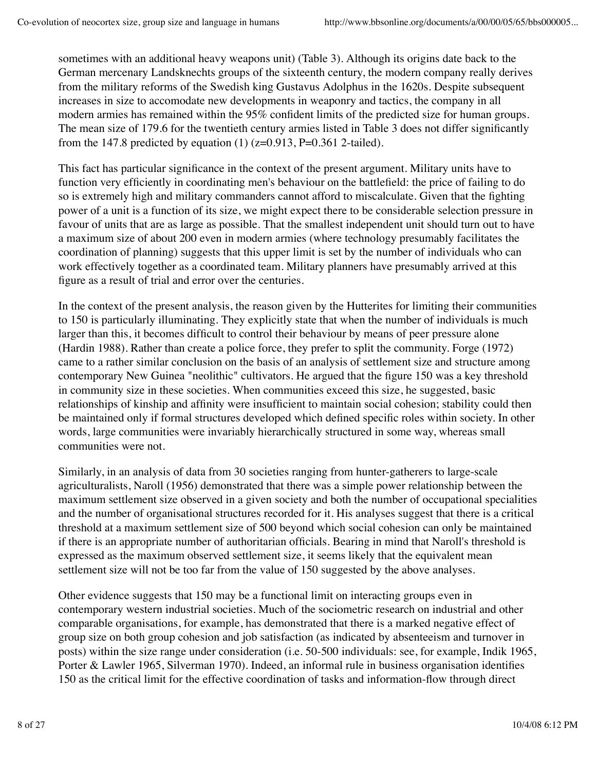sometimes with an additional heavy weapons unit) (Table 3). Although its origins date back to the German mercenary Landsknechts groups of the sixteenth century, the modern company really derives from the military reforms of the Swedish king Gustavus Adolphus in the 1620s. Despite subsequent increases in size to accomodate new developments in weaponry and tactics, the company in all modern armies has remained within the 95% confident limits of the predicted size for human groups. The mean size of 179.6 for the twentieth century armies listed in Table 3 does not differ significantly from the 147.8 predicted by equation (1) ($z=0.913$, $P=0.361$ 2-tailed).

This fact has particular significance in the context of the present argument. Military units have to function very efficiently in coordinating men's behaviour on the battlefield: the price of failing to do so is extremely high and military commanders cannot afford to miscalculate. Given that the fighting power of a unit is a function of its size, we might expect there to be considerable selection pressure in favour of units that are as large as possible. That the smallest independent unit should turn out to have a maximum size of about 200 even in modern armies (where technology presumably facilitates the coordination of planning) suggests that this upper limit is set by the number of individuals who can work effectively together as a coordinated team. Military planners have presumably arrived at this figure as a result of trial and error over the centuries.

In the context of the present analysis, the reason given by the Hutterites for limiting their communities to 150 is particularly illuminating. They explicitly state that when the number of individuals is much larger than this, it becomes difficult to control their behaviour by means of peer pressure alone (Hardin 1988). Rather than create a police force, they prefer to split the community. Forge (1972) came to a rather similar conclusion on the basis of an analysis of settlement size and structure among contemporary New Guinea "neolithic" cultivators. He argued that the figure 150 was a key threshold in community size in these societies. When communities exceed this size, he suggested, basic relationships of kinship and affinity were insufficient to maintain social cohesion; stability could then be maintained only if formal structures developed which defined specific roles within society. In other words, large communities were invariably hierarchically structured in some way, whereas small communities were not.

Similarly, in an analysis of data from 30 societies ranging from hunter-gatherers to large-scale agriculturalists, Naroll (1956) demonstrated that there was a simple power relationship between the maximum settlement size observed in a given society and both the number of occupational specialities and the number of organisational structures recorded for it. His analyses suggest that there is a critical threshold at a maximum settlement size of 500 beyond which social cohesion can only be maintained if there is an appropriate number of authoritarian officials. Bearing in mind that Naroll's threshold is expressed as the maximum observed settlement size, it seems likely that the equivalent mean settlement size will not be too far from the value of 150 suggested by the above analyses.

Other evidence suggests that 150 may be a functional limit on interacting groups even in contemporary western industrial societies. Much of the sociometric research on industrial and other comparable organisations, for example, has demonstrated that there is a marked negative effect of group size on both group cohesion and job satisfaction (as indicated by absenteeism and turnover in posts) within the size range under consideration (i.e. 50-500 individuals: see, for example, Indik 1965, Porter & Lawler 1965, Silverman 1970). Indeed, an informal rule in business organisation identifies 150 as the critical limit for the effective coordination of tasks and information-flow through direct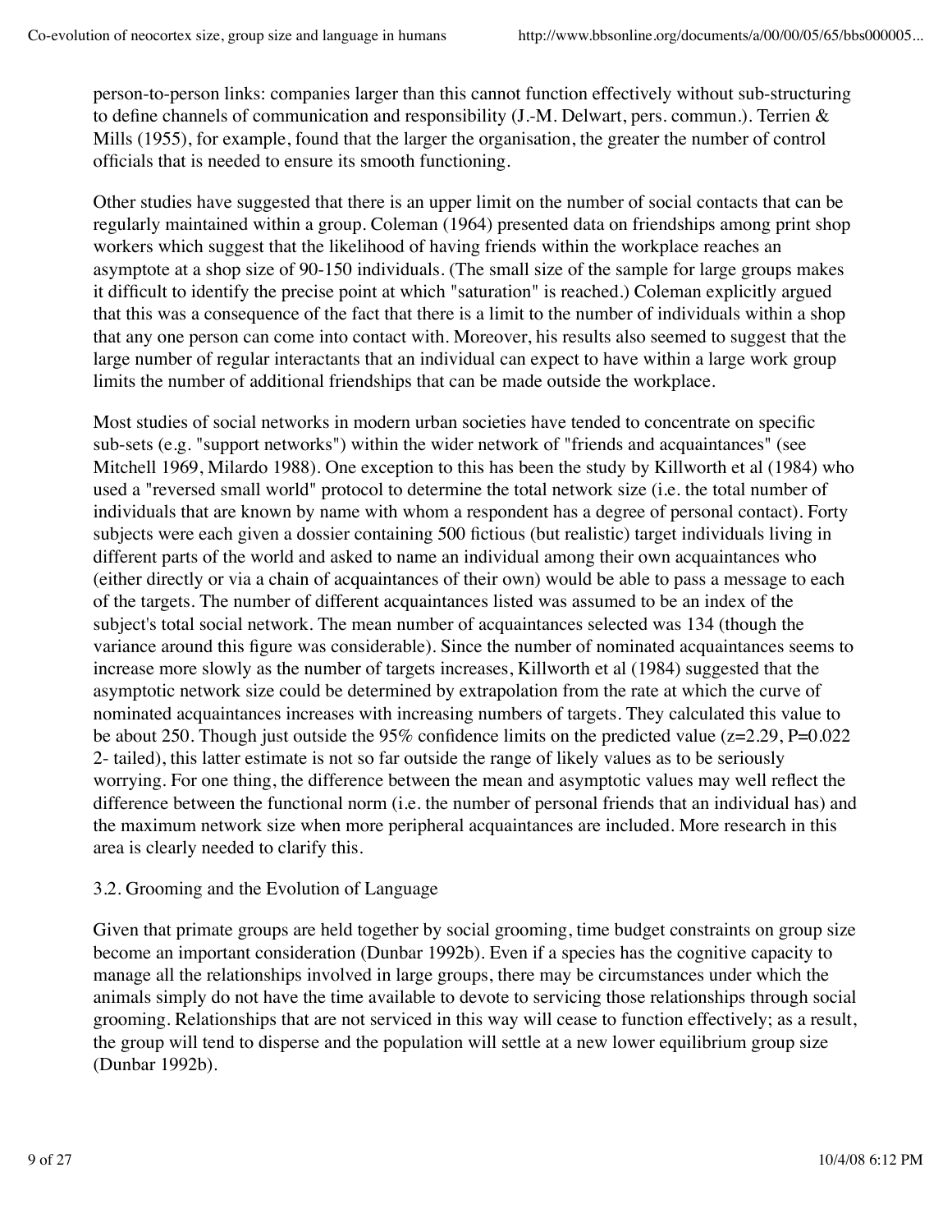person-to-person links: companies larger than this cannot function effectively without sub-structuring to define channels of communication and responsibility (J.-M. Delwart, pers. commun.). Terrien & Mills (1955), for example, found that the larger the organisation, the greater the number of control officials that is needed to ensure its smooth functioning.

Other studies have suggested that there is an upper limit on the number of social contacts that can be regularly maintained within a group. Coleman (1964) presented data on friendships among print shop workers which suggest that the likelihood of having friends within the workplace reaches an asymptote at a shop size of 90-150 individuals. (The small size of the sample for large groups makes it difficult to identify the precise point at which "saturation" is reached.) Coleman explicitly argued that this was a consequence of the fact that there is a limit to the number of individuals within a shop that any one person can come into contact with. Moreover, his results also seemed to suggest that the large number of regular interactants that an individual can expect to have within a large work group limits the number of additional friendships that can be made outside the workplace.

Most studies of social networks in modern urban societies have tended to concentrate on specific sub-sets (e.g. "support networks") within the wider network of "friends and acquaintances" (see Mitchell 1969, Milardo 1988). One exception to this has been the study by Killworth et al (1984) who used a "reversed small world" protocol to determine the total network size (i.e. the total number of individuals that are known by name with whom a respondent has a degree of personal contact). Forty subjects were each given a dossier containing 500 fictious (but realistic) target individuals living in different parts of the world and asked to name an individual among their own acquaintances who (either directly or via a chain of acquaintances of their own) would be able to pass a message to each of the targets. The number of different acquaintances listed was assumed to be an index of the subject's total social network. The mean number of acquaintances selected was 134 (though the variance around this figure was considerable). Since the number of nominated acquaintances seems to increase more slowly as the number of targets increases, Killworth et al (1984) suggested that the asymptotic network size could be determined by extrapolation from the rate at which the curve of nominated acquaintances increases with increasing numbers of targets. They calculated this value to be about 250. Though just outside the 95% confidence limits on the predicted value ($z=2.29$, $P=0.022$ 2- tailed), this latter estimate is not so far outside the range of likely values as to be seriously worrying. For one thing, the difference between the mean and asymptotic values may well reflect the difference between the functional norm (i.e. the number of personal friends that an individual has) and the maximum network size when more peripheral acquaintances are included. More research in this area is clearly needed to clarify this.

### 3.2. Grooming and the Evolution of Language

Given that primate groups are held together by social grooming, time budget constraints on group size become an important consideration (Dunbar 1992b). Even if a species has the cognitive capacity to manage all the relationships involved in large groups, there may be circumstances under which the animals simply do not have the time available to devote to servicing those relationships through social grooming. Relationships that are not serviced in this way will cease to function effectively; as a result, the group will tend to disperse and the population will settle at a new lower equilibrium group size (Dunbar 1992b).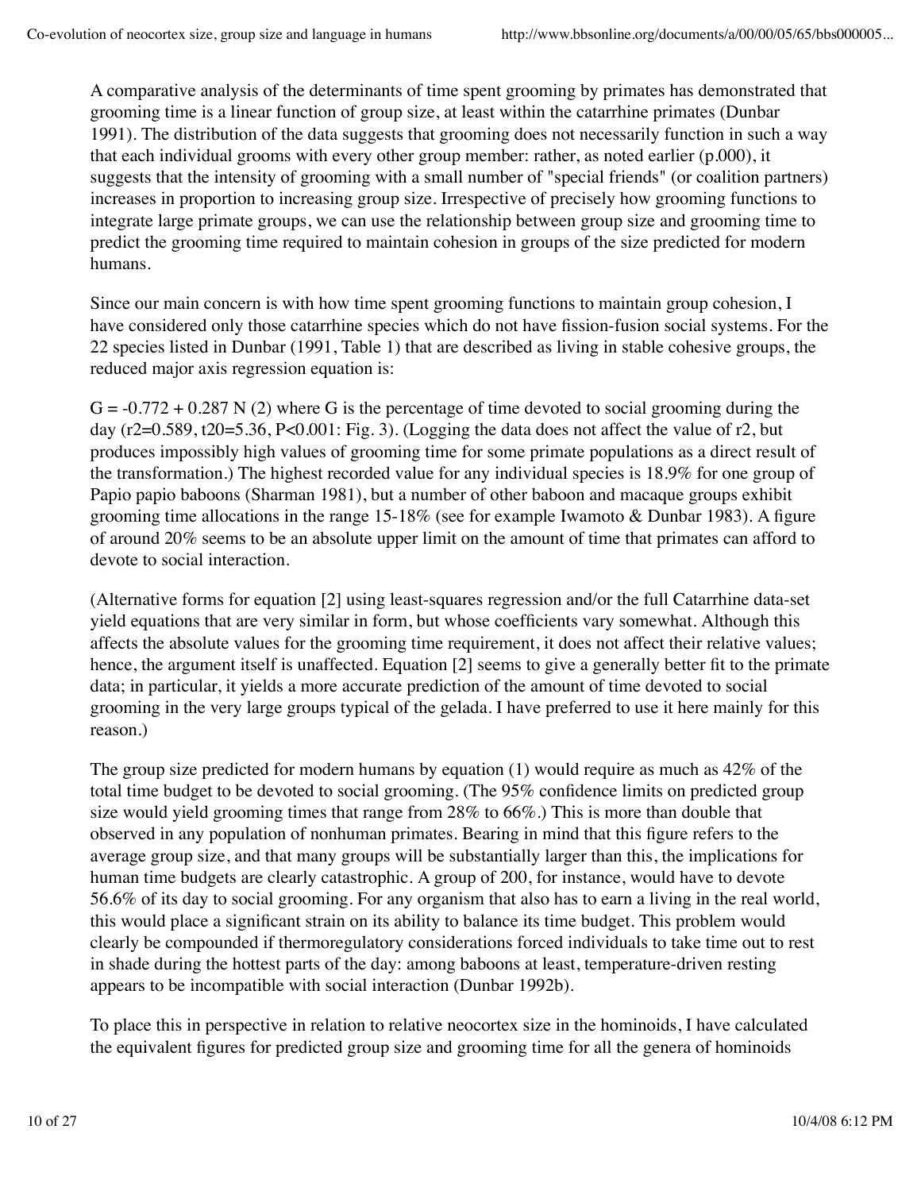A comparative analysis of the determinants of time spent grooming by primates has demonstrated that grooming time is a linear function of group size, at least within the catarrhine primates (Dunbar 1991). The distribution of the data suggests that grooming does not necessarily function in such a way that each individual grooms with every other group member: rather, as noted earlier (p.000), it suggests that the intensity of grooming with a small number of "special friends" (or coalition partners) increases in proportion to increasing group size. Irrespective of precisely how grooming functions to integrate large primate groups, we can use the relationship between group size and grooming time to predict the grooming time required to maintain cohesion in groups of the size predicted for modern humans.

Since our main concern is with how time spent grooming functions to maintain group cohesion, I have considered only those catarrhine species which do not have fission-fusion social systems. For the 22 species listed in Dunbar (1991, Table 1) that are described as living in stable cohesive groups, the reduced major axis regression equation is:

$G = -0.772 + 0.287\,N$ (2) where G is the percentage of time devoted to social grooming during the day ($r^2=0.589$, $t_{20}=5.36$, $P<0.001$: Fig. 3). (Logging the data does not affect the value of $r^2$, but produces impossibly high values of grooming time for some primate populations as a direct result of the transformation.) The highest recorded value for any individual species is 18.9% for one group of Papio papio baboons (Sharman 1981), but a number of other baboon and macaque groups exhibit grooming time allocations in the range 15-18% (see for example Iwamoto & Dunbar 1983). A figure of around 20% seems to be an absolute upper limit on the amount of time that primates can afford to devote to social interaction.

(Alternative forms for equation [2] using least-squares regression and/or the full Catarrhine data-set yield equations that are very similar in form, but whose coefficients vary somewhat. Although this affects the absolute values for the grooming time requirement, it does not affect their relative values; hence, the argument itself is unaffected. Equation [2] seems to give a generally better fit to the primate data; in particular, it yields a more accurate prediction of the amount of time devoted to social grooming in the very large groups typical of the gelada. I have preferred to use it here mainly for this reason.)

The group size predicted for modern humans by equation (1) would require as much as 42% of the total time budget to be devoted to social grooming. (The 95% confidence limits on predicted group size would yield grooming times that range from 28% to 66%.) This is more than double that observed in any population of nonhuman primates. Bearing in mind that this figure refers to the average group size, and that many groups will be substantially larger than this, the implications for human time budgets are clearly catastrophic. A group of 200, for instance, would have to devote 56.6% of its day to social grooming. For any organism that also has to earn a living in the real world, this would place a significant strain on its ability to balance its time budget. This problem would clearly be compounded if thermoregulatory considerations forced individuals to take time out to rest in shade during the hottest parts of the day: among baboons at least, temperature-driven resting appears to be incompatible with social interaction (Dunbar 1992b).

To place this in perspective in relation to relative neocortex size in the hominoids, I have calculated the equivalent figures for predicted group size and grooming time for all the genera of hominoids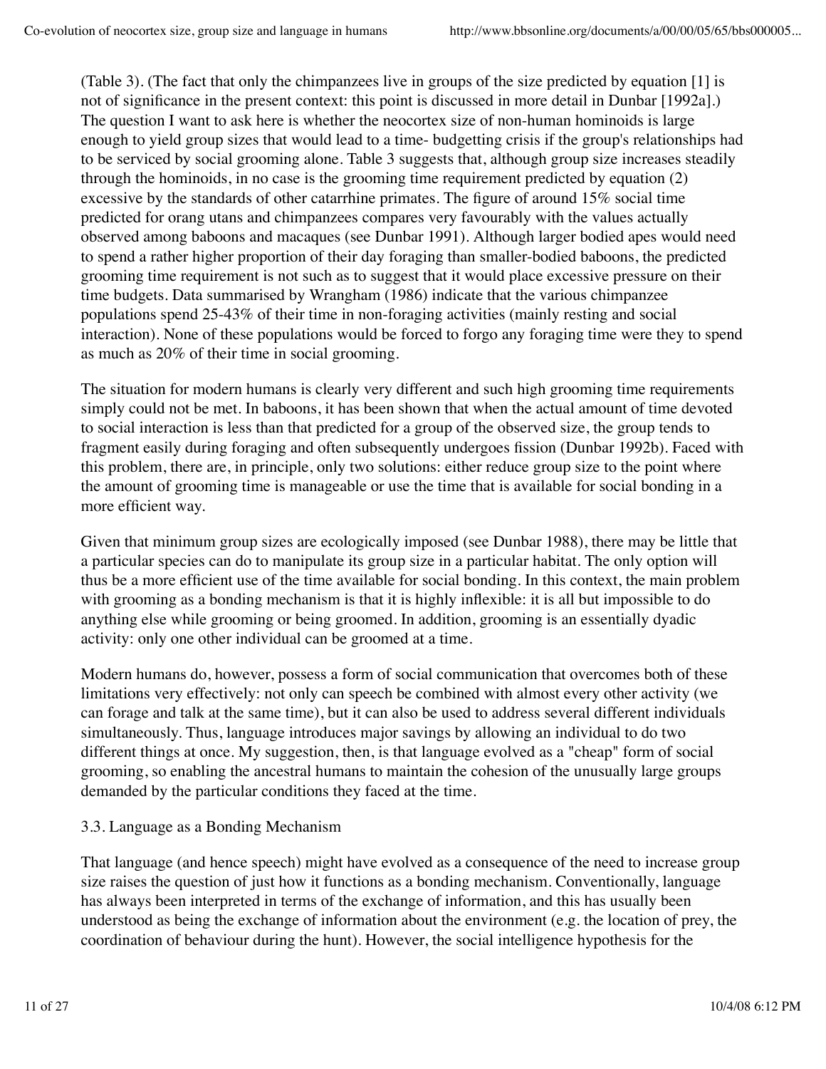(Table 3). (The fact that only the chimpanzees live in groups of the size predicted by equation [1] is not of significance in the present context: this point is discussed in more detail in Dunbar [1992a].) The question I want to ask here is whether the neocortex size of non-human hominoids is large enough to yield group sizes that would lead to a time- budgetting crisis if the group's relationships had to be serviced by social grooming alone. Table 3 suggests that, although group size increases steadily through the hominoids, in no case is the grooming time requirement predicted by equation (2) excessive by the standards of other catarrhine primates. The figure of around 15% social time predicted for orang utans and chimpanzees compares very favourably with the values actually observed among baboons and macaques (see Dunbar 1991). Although larger bodied apes would need to spend a rather higher proportion of their day foraging than smaller-bodied baboons, the predicted grooming time requirement is not such as to suggest that it would place excessive pressure on their time budgets. Data summarised by Wrangham (1986) indicate that the various chimpanzee populations spend 25-43% of their time in non-foraging activities (mainly resting and social interaction). None of these populations would be forced to forgo any foraging time were they to spend as much as 20% of their time in social grooming.

The situation for modern humans is clearly very different and such high grooming time requirements simply could not be met. In baboons, it has been shown that when the actual amount of time devoted to social interaction is less than that predicted for a group of the observed size, the group tends to fragment easily during foraging and often subsequently undergoes fission (Dunbar 1992b). Faced with this problem, there are, in principle, only two solutions: either reduce group size to the point where the amount of grooming time is manageable or use the time that is available for social bonding in a more efficient way.

Given that minimum group sizes are ecologically imposed (see Dunbar 1988), there may be little that a particular species can do to manipulate its group size in a particular habitat. The only option will thus be a more efficient use of the time available for social bonding. In this context, the main problem with grooming as a bonding mechanism is that it is highly inflexible: it is all but impossible to do anything else while grooming or being groomed. In addition, grooming is an essentially dyadic activity: only one other individual can be groomed at a time.

Modern humans do, however, possess a form of social communication that overcomes both of these limitations very effectively: not only can speech be combined with almost every other activity (we can forage and talk at the same time), but it can also be used to address several different individuals simultaneously. Thus, language introduces major savings by allowing an individual to do two different things at once. My suggestion, then, is that language evolved as a "cheap" form of social grooming, so enabling the ancestral humans to maintain the cohesion of the unusually large groups demanded by the particular conditions they faced at the time.

### 3.3. Language as a Bonding Mechanism

That language (and hence speech) might have evolved as a consequence of the need to increase group size raises the question of just how it functions as a bonding mechanism. Conventionally, language has always been interpreted in terms of the exchange of information, and this has usually been understood as being the exchange of information about the environment (e.g. the location of prey, the coordination of behaviour during the hunt). However, the social intelligence hypothesis for the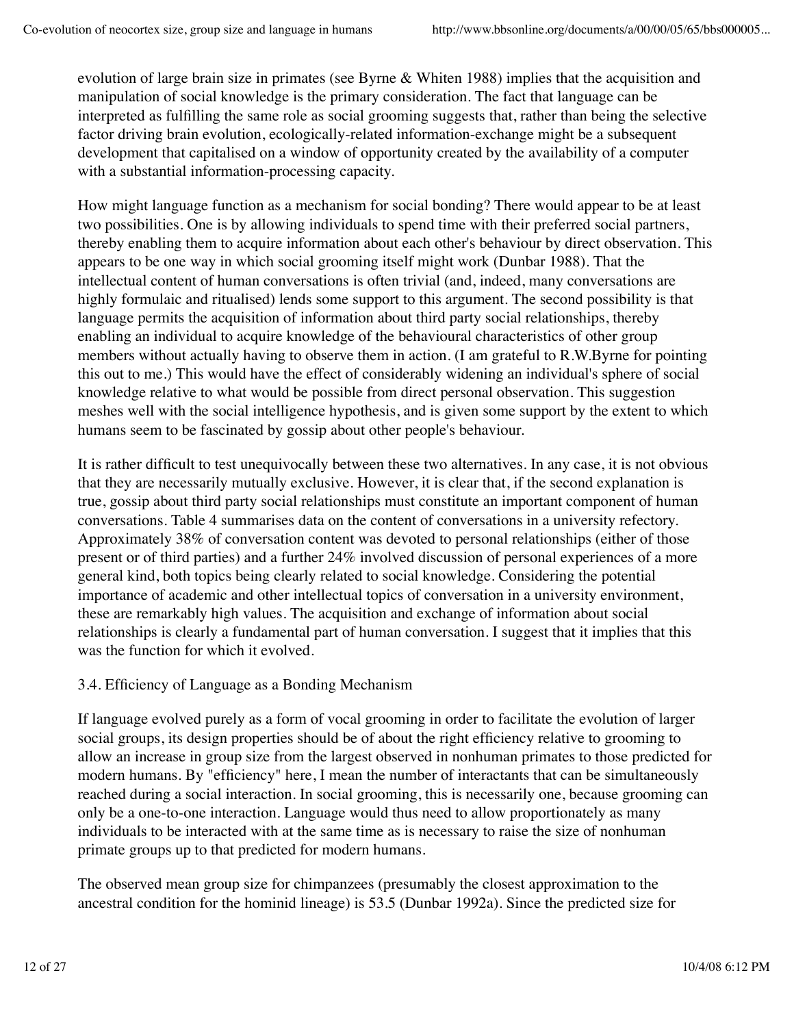evolution of large brain size in primates (see Byrne & Whiten 1988) implies that the acquisition and manipulation of social knowledge is the primary consideration. The fact that language can be interpreted as fulfilling the same role as social grooming suggests that, rather than being the selective factor driving brain evolution, ecologically-related information-exchange might be a subsequent development that capitalised on a window of opportunity created by the availability of a computer with a substantial information-processing capacity.

How might language function as a mechanism for social bonding? There would appear to be at least two possibilities. One is by allowing individuals to spend time with their preferred social partners, thereby enabling them to acquire information about each other's behaviour by direct observation. This appears to be one way in which social grooming itself might work (Dunbar 1988). That the intellectual content of human conversations is often trivial (and, indeed, many conversations are highly formulaic and ritualised) lends some support to this argument. The second possibility is that language permits the acquisition of information about third party social relationships, thereby enabling an individual to acquire knowledge of the behavioural characteristics of other group members without actually having to observe them in action. (I am grateful to R.W.Byrne for pointing this out to me.) This would have the effect of considerably widening an individual's sphere of social knowledge relative to what would be possible from direct personal observation. This suggestion meshes well with the social intelligence hypothesis, and is given some support by the extent to which humans seem to be fascinated by gossip about other people's behaviour.

It is rather difficult to test unequivocally between these two alternatives. In any case, it is not obvious that they are necessarily mutually exclusive. However, it is clear that, if the second explanation is true, gossip about third party social relationships must constitute an important component of human conversations. Table 4 summarises data on the content of conversations in a university refectory. Approximately 38% of conversation content was devoted to personal relationships (either of those present or of third parties) and a further 24% involved discussion of personal experiences of a more general kind, both topics being clearly related to social knowledge. Considering the potential importance of academic and other intellectual topics of conversation in a university environment, these are remarkably high values. The acquisition and exchange of information about social relationships is clearly a fundamental part of human conversation. I suggest that it implies that this was the function for which it evolved.

### 3.4. Efficiency of Language as a Bonding Mechanism

If language evolved purely as a form of vocal grooming in order to facilitate the evolution of larger social groups, its design properties should be of about the right efficiency relative to grooming to allow an increase in group size from the largest observed in nonhuman primates to those predicted for modern humans. By "efficiency" here, I mean the number of interactants that can be simultaneously reached during a social interaction. In social grooming, this is necessarily one, because grooming can only be a one-to-one interaction. Language would thus need to allow proportionately as many individuals to be interacted with at the same time as is necessary to raise the size of nonhuman primate groups up to that predicted for modern humans.

The observed mean group size for chimpanzees (presumably the closest approximation to the ancestral condition for the hominid lineage) is 53.5 (Dunbar 1992a). Since the predicted size for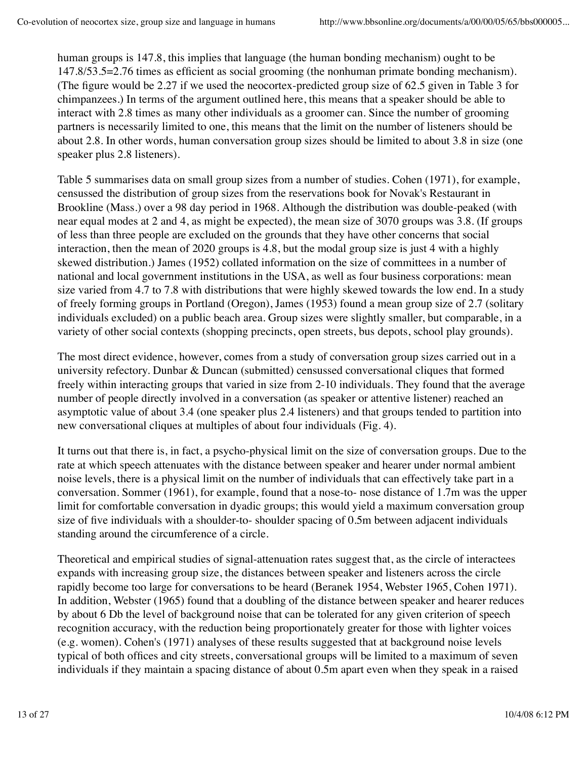human groups is 147.8, this implies that language (the human bonding mechanism) ought to be 147.8/53.5=2.76 times as efficient as social grooming (the nonhuman primate bonding mechanism). (The figure would be 2.27 if we used the neocortex-predicted group size of 62.5 given in Table 3 for chimpanzees.) In terms of the argument outlined here, this means that a speaker should be able to interact with 2.8 times as many other individuals as a groomer can. Since the number of grooming partners is necessarily limited to one, this means that the limit on the number of listeners should be about 2.8. In other words, human conversation group sizes should be limited to about 3.8 in size (one speaker plus 2.8 listeners).

Table 5 summarises data on small group sizes from a number of studies. Cohen (1971), for example, censussed the distribution of group sizes from the reservations book for Novak's Restaurant in Brookline (Mass.) over a 98 day period in 1968. Although the distribution was double-peaked (with near equal modes at 2 and 4, as might be expected), the mean size of 3070 groups was 3.8. (If groups of less than three people are excluded on the grounds that they have other concerns that social interaction, then the mean of 2020 groups is 4.8, but the modal group size is just 4 with a highly skewed distribution.) James (1952) collated information on the size of committees in a number of national and local government institutions in the USA, as well as four business corporations: mean size varied from 4.7 to 7.8 with distributions that were highly skewed towards the low end. In a study of freely forming groups in Portland (Oregon), James (1953) found a mean group size of 2.7 (solitary individuals excluded) on a public beach area. Group sizes were slightly smaller, but comparable, in a variety of other social contexts (shopping precincts, open streets, bus depots, school play grounds).

The most direct evidence, however, comes from a study of conversation group sizes carried out in a university refectory. Dunbar & Duncan (submitted) censussed conversational cliques that formed freely within interacting groups that varied in size from 2-10 individuals. They found that the average number of people directly involved in a conversation (as speaker or attentive listener) reached an asymptotic value of about 3.4 (one speaker plus 2.4 listeners) and that groups tended to partition into new conversational cliques at multiples of about four individuals (Fig. 4).

It turns out that there is, in fact, a psycho-physical limit on the size of conversation groups. Due to the rate at which speech attenuates with the distance between speaker and hearer under normal ambient noise levels, there is a physical limit on the number of individuals that can effectively take part in a conversation. Sommer (1961), for example, found that a nose-to- nose distance of 1.7m was the upper limit for comfortable conversation in dyadic groups; this would yield a maximum conversation group size of five individuals with a shoulder-to- shoulder spacing of 0.5m between adjacent individuals standing around the circumference of a circle.

Theoretical and empirical studies of signal-attenuation rates suggest that, as the circle of interactees expands with increasing group size, the distances between speaker and listeners across the circle rapidly become too large for conversations to be heard (Beranek 1954, Webster 1965, Cohen 1971). In addition, Webster (1965) found that a doubling of the distance between speaker and hearer reduces by about 6 Db the level of background noise that can be tolerated for any given criterion of speech recognition accuracy, with the reduction being proportionately greater for those with lighter voices (e.g. women). Cohen's (1971) analyses of these results suggested that at background noise levels typical of both offices and city streets, conversational groups will be limited to a maximum of seven individuals if they maintain a spacing distance of about 0.5m apart even when they speak in a raised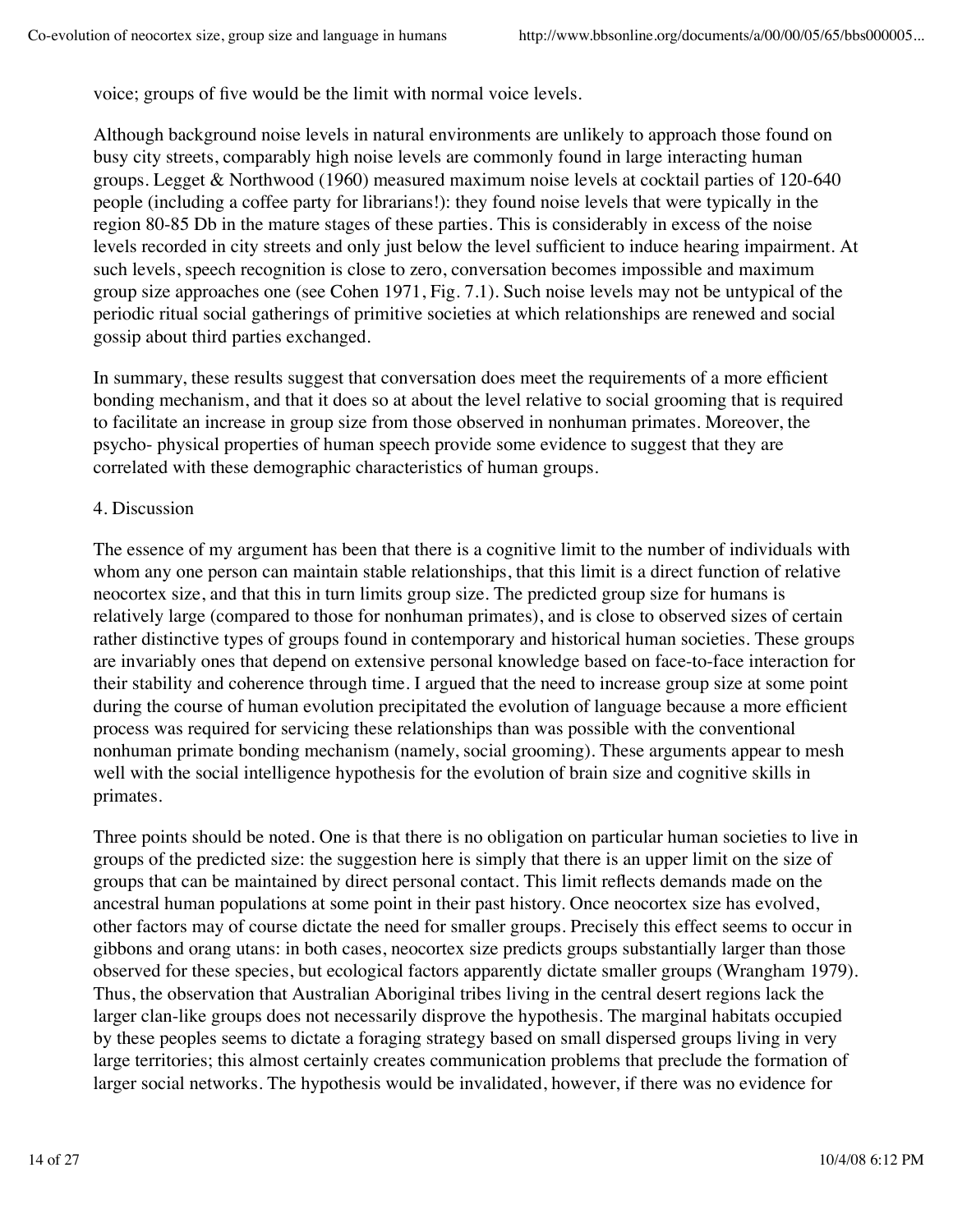voice; groups of five would be the limit with normal voice levels.

Although background noise levels in natural environments are unlikely to approach those found on busy city streets, comparably high noise levels are commonly found in large interacting human groups. Legget & Northwood (1960) measured maximum noise levels at cocktail parties of 120-640 people (including a coffee party for librarians!): they found noise levels that were typically in the region 80-85 Db in the mature stages of these parties. This is considerably in excess of the noise levels recorded in city streets and only just below the level sufficient to induce hearing impairment. At such levels, speech recognition is close to zero, conversation becomes impossible and maximum group size approaches one (see Cohen 1971, Fig. 7.1). Such noise levels may not be untypical of the periodic ritual social gatherings of primitive societies at which relationships are renewed and social gossip about third parties exchanged.

In summary, these results suggest that conversation does meet the requirements of a more efficient bonding mechanism, and that it does so at about the level relative to social grooming that is required to facilitate an increase in group size from those observed in nonhuman primates. Moreover, the psycho- physical properties of human speech provide some evidence to suggest that they are correlated with these demographic characteristics of human groups.

## 4. Discussion

The essence of my argument has been that there is a cognitive limit to the number of individuals with whom any one person can maintain stable relationships, that this limit is a direct function of relative neocortex size, and that this in turn limits group size. The predicted group size for humans is relatively large (compared to those for nonhuman primates), and is close to observed sizes of certain rather distinctive types of groups found in contemporary and historical human societies. These groups are invariably ones that depend on extensive personal knowledge based on face-to-face interaction for their stability and coherence through time. I argued that the need to increase group size at some point during the course of human evolution precipitated the evolution of language because a more efficient process was required for servicing these relationships than was possible with the conventional nonhuman primate bonding mechanism (namely, social grooming). These arguments appear to mesh well with the social intelligence hypothesis for the evolution of brain size and cognitive skills in primates.

Three points should be noted. One is that there is no obligation on particular human societies to live in groups of the predicted size: the suggestion here is simply that there is an upper limit on the size of groups that can be maintained by direct personal contact. This limit reflects demands made on the ancestral human populations at some point in their past history. Once neocortex size has evolved, other factors may of course dictate the need for smaller groups. Precisely this effect seems to occur in gibbons and orang utans: in both cases, neocortex size predicts groups substantially larger than those observed for these species, but ecological factors apparently dictate smaller groups (Wrangham 1979). Thus, the observation that Australian Aboriginal tribes living in the central desert regions lack the larger clan-like groups does not necessarily disprove the hypothesis. The marginal habitats occupied by these peoples seems to dictate a foraging strategy based on small dispersed groups living in very large territories; this almost certainly creates communication problems that preclude the formation of larger social networks. The hypothesis would be invalidated, however, if there was no evidence for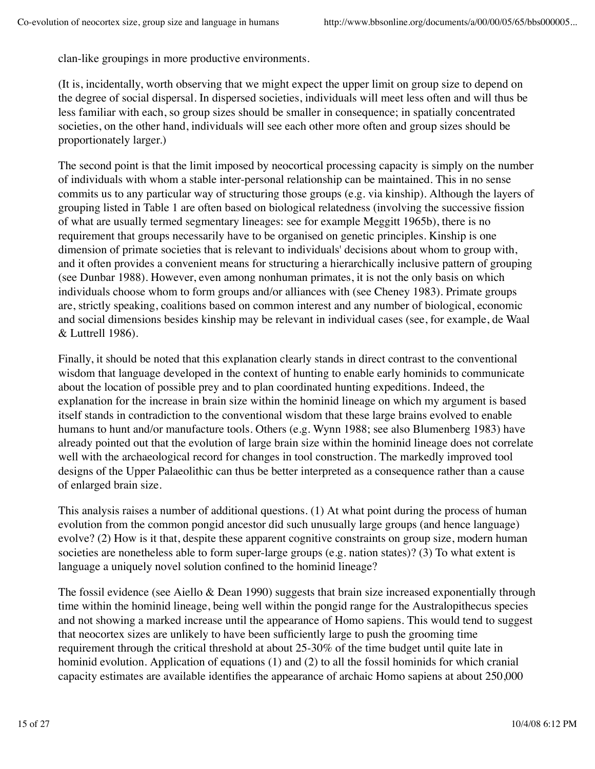clan-like groupings in more productive environments.

(It is, incidentally, worth observing that we might expect the upper limit on group size to depend on the degree of social dispersal. In dispersed societies, individuals will meet less often and will thus be less familiar with each, so group sizes should be smaller in consequence; in spatially concentrated societies, on the other hand, individuals will see each other more often and group sizes should be proportionately larger.)

The second point is that the limit imposed by neocortical processing capacity is simply on the number of individuals with whom a stable inter-personal relationship can be maintained. This in no sense commits us to any particular way of structuring those groups (e.g. via kinship). Although the layers of grouping listed in Table 1 are often based on biological relatedness (involving the successive fission of what are usually termed segmentary lineages: see for example Meggitt 1965b), there is no requirement that groups necessarily have to be organised on genetic principles. Kinship is one dimension of primate societies that is relevant to individuals' decisions about whom to group with, and it often provides a convenient means for structuring a hierarchically inclusive pattern of grouping (see Dunbar 1988). However, even among nonhuman primates, it is not the only basis on which individuals choose whom to form groups and/or alliances with (see Cheney 1983). Primate groups are, strictly speaking, coalitions based on common interest and any number of biological, economic and social dimensions besides kinship may be relevant in individual cases (see, for example, de Waal & Luttrell 1986).

Finally, it should be noted that this explanation clearly stands in direct contrast to the conventional wisdom that language developed in the context of hunting to enable early hominids to communicate about the location of possible prey and to plan coordinated hunting expeditions. Indeed, the explanation for the increase in brain size within the hominid lineage on which my argument is based itself stands in contradiction to the conventional wisdom that these large brains evolved to enable humans to hunt and/or manufacture tools. Others (e.g. Wynn 1988; see also Blumenberg 1983) have already pointed out that the evolution of large brain size within the hominid lineage does not correlate well with the archaeological record for changes in tool construction. The markedly improved tool designs of the Upper Palaeolithic can thus be better interpreted as a consequence rather than a cause of enlarged brain size.

This analysis raises a number of additional questions. (1) At what point during the process of human evolution from the common pongid ancestor did such unusually large groups (and hence language) evolve? (2) How is it that, despite these apparent cognitive constraints on group size, modern human societies are nonetheless able to form super-large groups (e.g. nation states)? (3) To what extent is language a uniquely novel solution confined to the hominid lineage?

The fossil evidence (see Aiello & Dean 1990) suggests that brain size increased exponentially through time within the hominid lineage, being well within the pongid range for the Australopithecus species and not showing a marked increase until the appearance of Homo sapiens. This would tend to suggest that neocortex sizes are unlikely to have been sufficiently large to push the grooming time requirement through the critical threshold at about 25-30% of the time budget until quite late in hominid evolution. Application of equations (1) and (2) to all the fossil hominids for which cranial capacity estimates are available identifies the appearance of archaic Homo sapiens at about 250,000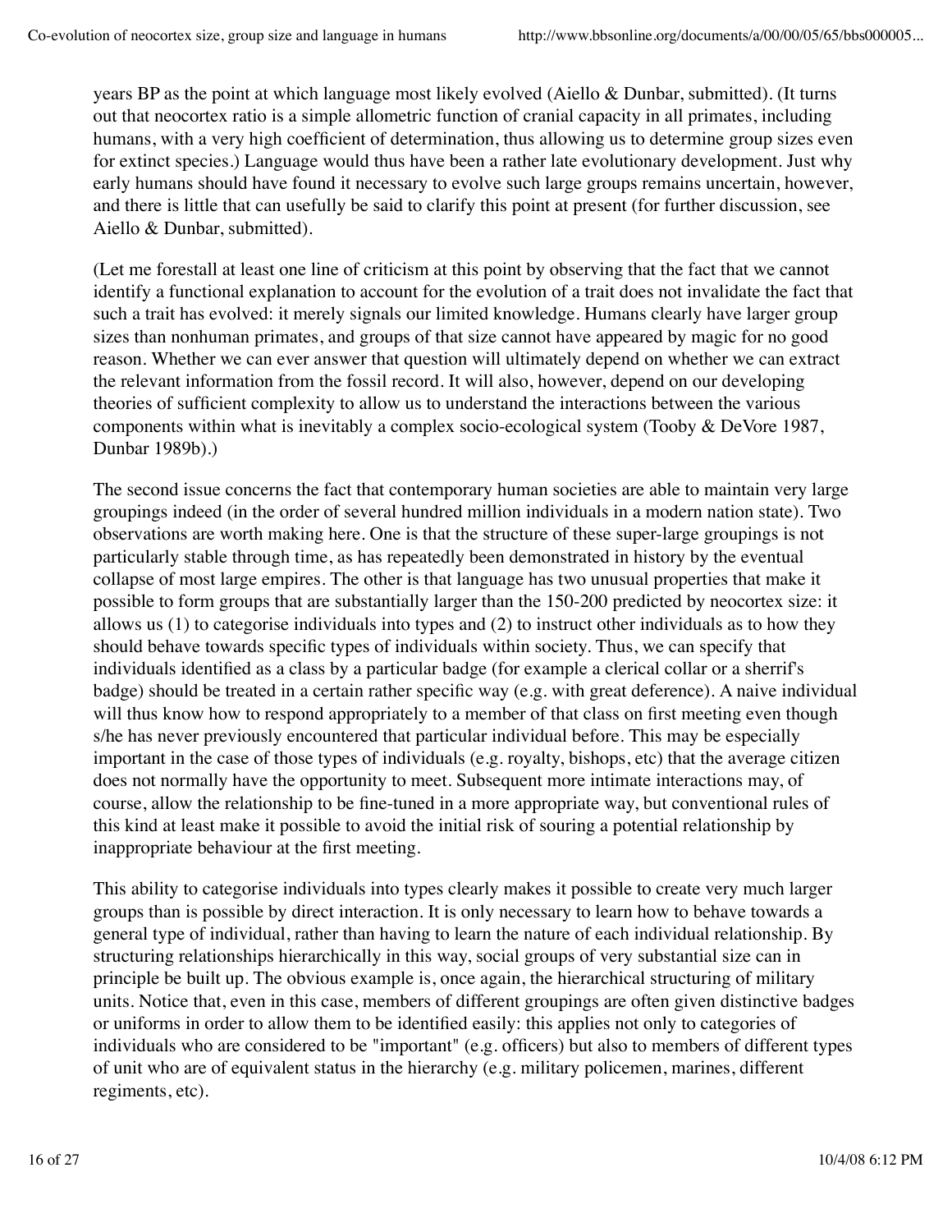years BP as the point at which language most likely evolved (Aiello & Dunbar, submitted). (It turns out that neocortex ratio is a simple allometric function of cranial capacity in all primates, including humans, with a very high coefficient of determination, thus allowing us to determine group sizes even for extinct species.) Language would thus have been a rather late evolutionary development. Just why early humans should have found it necessary to evolve such large groups remains uncertain, however, and there is little that can usefully be said to clarify this point at present (for further discussion, see Aiello & Dunbar, submitted).

(Let me forestall at least one line of criticism at this point by observing that the fact that we cannot identify a functional explanation to account for the evolution of a trait does not invalidate the fact that such a trait has evolved: it merely signals our limited knowledge. Humans clearly have larger group sizes than nonhuman primates, and groups of that size cannot have appeared by magic for no good reason. Whether we can ever answer that question will ultimately depend on whether we can extract the relevant information from the fossil record. It will also, however, depend on our developing theories of sufficient complexity to allow us to understand the interactions between the various components within what is inevitably a complex socio-ecological system (Tooby & DeVore 1987, Dunbar 1989b).)

The second issue concerns the fact that contemporary human societies are able to maintain very large groupings indeed (in the order of several hundred million individuals in a modern nation state). Two observations are worth making here. One is that the structure of these super-large groupings is not particularly stable through time, as has repeatedly been demonstrated in history by the eventual collapse of most large empires. The other is that language has two unusual properties that make it possible to form groups that are substantially larger than the 150-200 predicted by neocortex size: it allows us (1) to categorise individuals into types and (2) to instruct other individuals as to how they should behave towards specific types of individuals within society. Thus, we can specify that individuals identified as a class by a particular badge (for example a clerical collar or a sherrif's badge) should be treated in a certain rather specific way (e.g. with great deference). A naive individual will thus know how to respond appropriately to a member of that class on first meeting even though s/he has never previously encountered that particular individual before. This may be especially important in the case of those types of individuals (e.g. royalty, bishops, etc) that the average citizen does not normally have the opportunity to meet. Subsequent more intimate interactions may, of course, allow the relationship to be fine-tuned in a more appropriate way, but conventional rules of this kind at least make it possible to avoid the initial risk of souring a potential relationship by inappropriate behaviour at the first meeting.

This ability to categorise individuals into types clearly makes it possible to create very much larger groups than is possible by direct interaction. It is only necessary to learn how to behave towards a general type of individual, rather than having to learn the nature of each individual relationship. By structuring relationships hierarchically in this way, social groups of very substantial size can in principle be built up. The obvious example is, once again, the hierarchical structuring of military units. Notice that, even in this case, members of different groupings are often given distinctive badges or uniforms in order to allow them to be identified easily: this applies not only to categories of individuals who are considered to be "important" (e.g. officers) but also to members of different types of unit who are of equivalent status in the hierarchy (e.g. military policemen, marines, different regiments, etc).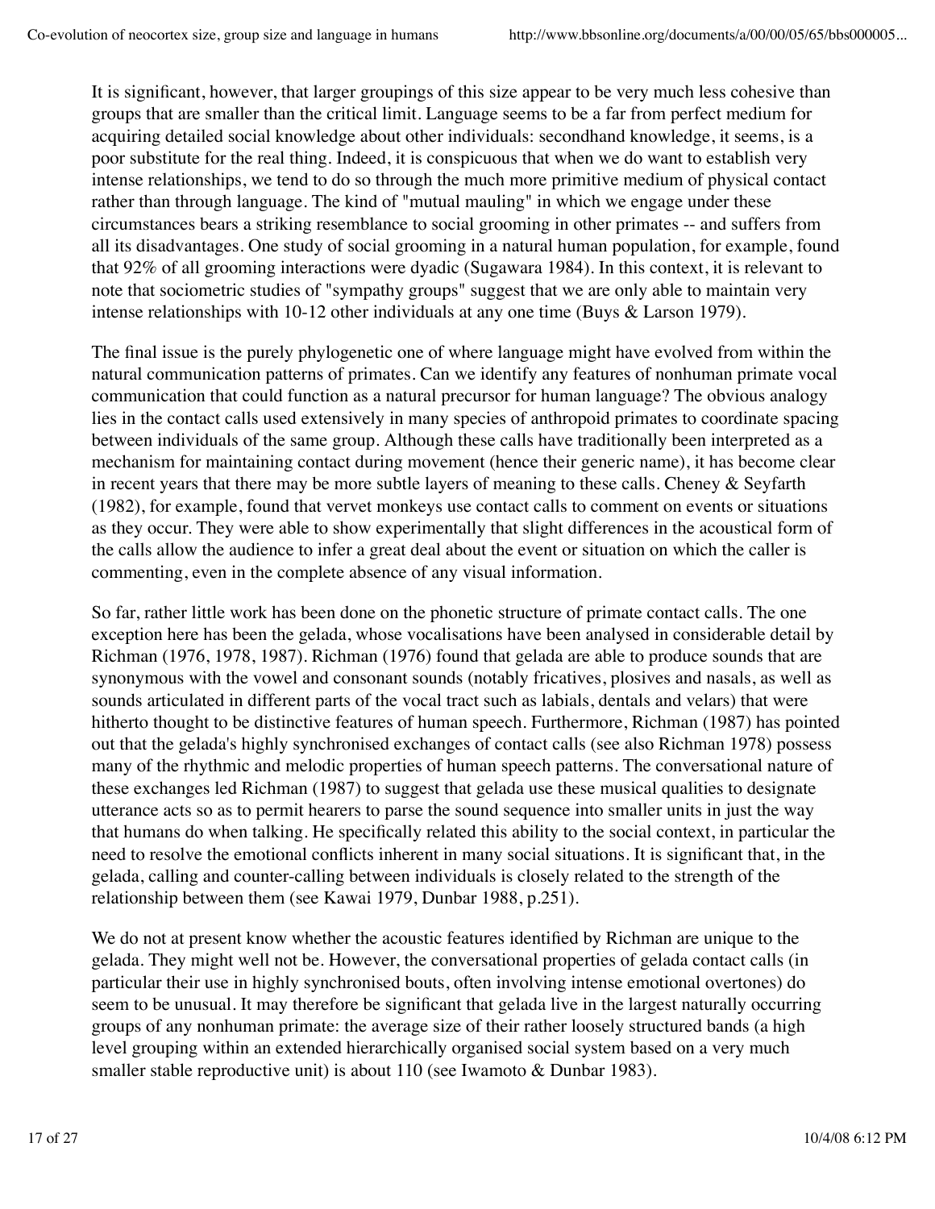It is significant, however, that larger groupings of this size appear to be very much less cohesive than groups that are smaller than the critical limit. Language seems to be a far from perfect medium for acquiring detailed social knowledge about other individuals: secondhand knowledge, it seems, is a poor substitute for the real thing. Indeed, it is conspicuous that when we do want to establish very intense relationships, we tend to do so through the much more primitive medium of physical contact rather than through language. The kind of "mutual mauling" in which we engage under these circumstances bears a striking resemblance to social grooming in other primates -- and suffers from all its disadvantages. One study of social grooming in a natural human population, for example, found that 92% of all grooming interactions were dyadic (Sugawara 1984). In this context, it is relevant to note that sociometric studies of "sympathy groups" suggest that we are only able to maintain very intense relationships with 10-12 other individuals at any one time (Buys & Larson 1979).

The final issue is the purely phylogenetic one of where language might have evolved from within the natural communication patterns of primates. Can we identify any features of nonhuman primate vocal communication that could function as a natural precursor for human language? The obvious analogy lies in the contact calls used extensively in many species of anthropoid primates to coordinate spacing between individuals of the same group. Although these calls have traditionally been interpreted as a mechanism for maintaining contact during movement (hence their generic name), it has become clear in recent years that there may be more subtle layers of meaning to these calls. Cheney & Seyfarth (1982), for example, found that vervet monkeys use contact calls to comment on events or situations as they occur. They were able to show experimentally that slight differences in the acoustical form of the calls allow the audience to infer a great deal about the event or situation on which the caller is commenting, even in the complete absence of any visual information.

So far, rather little work has been done on the phonetic structure of primate contact calls. The one exception here has been the gelada, whose vocalisations have been analysed in considerable detail by Richman (1976, 1978, 1987). Richman (1976) found that gelada are able to produce sounds that are synonymous with the vowel and consonant sounds (notably fricatives, plosives and nasals, as well as sounds articulated in different parts of the vocal tract such as labials, dentals and velars) that were hitherto thought to be distinctive features of human speech. Furthermore, Richman (1987) has pointed out that the gelada's highly synchronised exchanges of contact calls (see also Richman 1978) possess many of the rhythmic and melodic properties of human speech patterns. The conversational nature of these exchanges led Richman (1987) to suggest that gelada use these musical qualities to designate utterance acts so as to permit hearers to parse the sound sequence into smaller units in just the way that humans do when talking. He specifically related this ability to the social context, in particular the need to resolve the emotional conflicts inherent in many social situations. It is significant that, in the gelada, calling and counter-calling between individuals is closely related to the strength of the relationship between them (see Kawai 1979, Dunbar 1988, p.251).

We do not at present know whether the acoustic features identified by Richman are unique to the gelada. They might well not be. However, the conversational properties of gelada contact calls (in particular their use in highly synchronised bouts, often involving intense emotional overtones) do seem to be unusual. It may therefore be significant that gelada live in the largest naturally occurring groups of any nonhuman primate: the average size of their rather loosely structured bands (a high level grouping within an extended hierarchically organised social system based on a very much smaller stable reproductive unit) is about 110 (see Iwamoto & Dunbar 1983).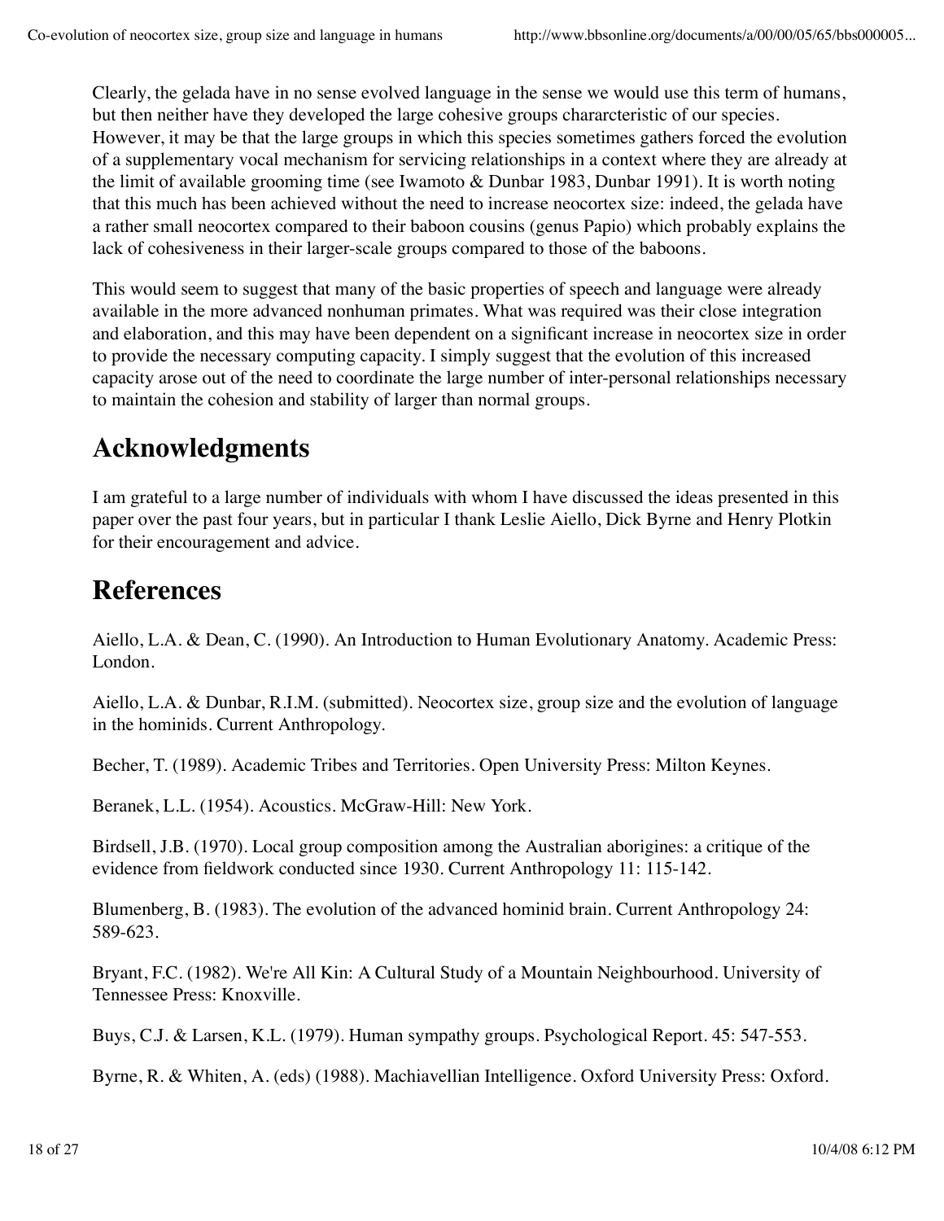Clearly, the gelada have in no sense evolved language in the sense we would use this term of humans, but then neither have they developed the large cohesive groups chararcteristic of our species. However, it may be that the large groups in which this species sometimes gathers forced the evolution of a supplementary vocal mechanism for servicing relationships in a context where they are already at the limit of available grooming time (see Iwamoto & Dunbar 1983, Dunbar 1991). It is worth noting that this much has been achieved without the need to increase neocortex size: indeed, the gelada have a rather small neocortex compared to their baboon cousins (genus Papio) which probably explains the lack of cohesiveness in their larger-scale groups compared to those of the baboons.

This would seem to suggest that many of the basic properties of speech and language were already available in the more advanced nonhuman primates. What was required was their close integration and elaboration, and this may have been dependent on a significant increase in neocortex size in order to provide the necessary computing capacity. I simply suggest that the evolution of this increased capacity arose out of the need to coordinate the large number of inter-personal relationships necessary to maintain the cohesion and stability of larger than normal groups.

## Acknowledgments

I am grateful to a large number of individuals with whom I have discussed the ideas presented in this paper over the past four years, but in particular I thank Leslie Aiello, Dick Byrne and Henry Plotkin for their encouragement and advice.

## References

Aiello, L.A. & Dean, C. (1990). An Introduction to Human Evolutionary Anatomy. Academic Press: London.

Aiello, L.A. & Dunbar, R.I.M. (submitted). Neocortex size, group size and the evolution of language in the hominids. Current Anthropology.

Becher, T. (1989). Academic Tribes and Territories. Open University Press: Milton Keynes.

Beranek, L.L. (1954). Acoustics. McGraw-Hill: New York.

Birdsell, J.B. (1970). Local group composition among the Australian aborigines: a critique of the evidence from fieldwork conducted since 1930. Current Anthropology 11: 115-142.

Blumenberg, B. (1983). The evolution of the advanced hominid brain. Current Anthropology 24: 589-623.

Bryant, F.C. (1982). We're All Kin: A Cultural Study of a Mountain Neighbourhood. University of Tennessee Press: Knoxville.

Buys, C.J. & Larsen, K.L. (1979). Human sympathy groups. Psychological Report. 45: 547-553.

Byrne, R. & Whiten, A. (eds) (1988). Machiavellian Intelligence. Oxford University Press: Oxford.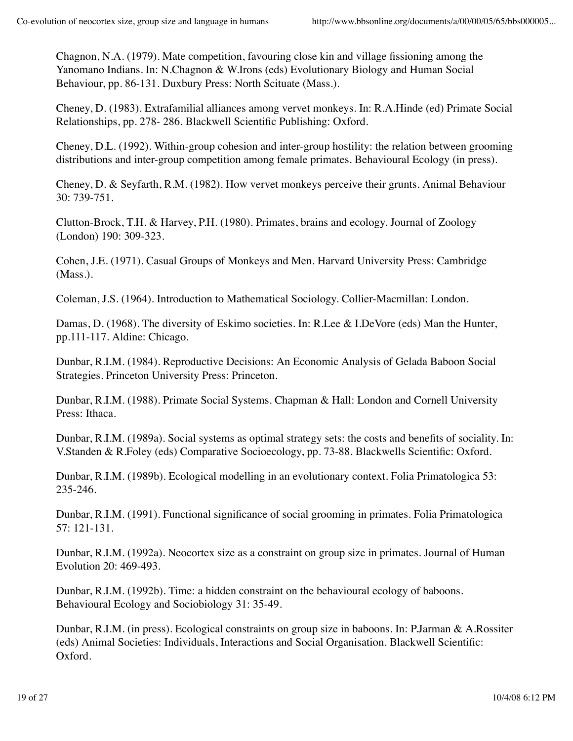Chagnon, N.A. (1979). Mate competition, favouring close kin and village fissioning among the Yanomano Indians. In: N.Chagnon & W.Irons (eds) Evolutionary Biology and Human Social Behaviour, pp. 86-131. Duxbury Press: North Scituate (Mass.).

Cheney, D. (1983). Extrafamilial alliances among vervet monkeys. In: R.A.Hinde (ed) Primate Social Relationships, pp. 278- 286. Blackwell Scientific Publishing: Oxford.

Cheney, D.L. (1992). Within-group cohesion and inter-group hostility: the relation between grooming distributions and inter-group competition among female primates. Behavioural Ecology (in press).

Cheney, D. & Seyfarth, R.M. (1982). How vervet monkeys perceive their grunts. Animal Behaviour 30: 739-751.

Clutton-Brock, T.H. & Harvey, P.H. (1980). Primates, brains and ecology. Journal of Zoology (London) 190: 309-323.

Cohen, J.E. (1971). Casual Groups of Monkeys and Men. Harvard University Press: Cambridge (Mass.).

Coleman, J.S. (1964). Introduction to Mathematical Sociology. Collier-Macmillan: London.

Damas, D. (1968). The diversity of Eskimo societies. In: R.Lee & I.DeVore (eds) Man the Hunter, pp.111-117. Aldine: Chicago.

Dunbar, R.I.M. (1984). Reproductive Decisions: An Economic Analysis of Gelada Baboon Social Strategies. Princeton University Press: Princeton.

Dunbar, R.I.M. (1988). Primate Social Systems. Chapman & Hall: London and Cornell University Press: Ithaca.

Dunbar, R.I.M. (1989a). Social systems as optimal strategy sets: the costs and benefits of sociality. In: V.Standen & R.Foley (eds) Comparative Socioecology, pp. 73-88. Blackwells Scientific: Oxford.

Dunbar, R.I.M. (1989b). Ecological modelling in an evolutionary context. Folia Primatologica 53: 235-246.

Dunbar, R.I.M. (1991). Functional significance of social grooming in primates. Folia Primatologica 57: 121-131.

Dunbar, R.I.M. (1992a). Neocortex size as a constraint on group size in primates. Journal of Human Evolution 20: 469-493.

Dunbar, R.I.M. (1992b). Time: a hidden constraint on the behavioural ecology of baboons. Behavioural Ecology and Sociobiology 31: 35-49.

Dunbar, R.I.M. (in press). Ecological constraints on group size in baboons. In: P.Jarman & A.Rossiter (eds) Animal Societies: Individuals, Interactions and Social Organisation. Blackwell Scientific: Oxford.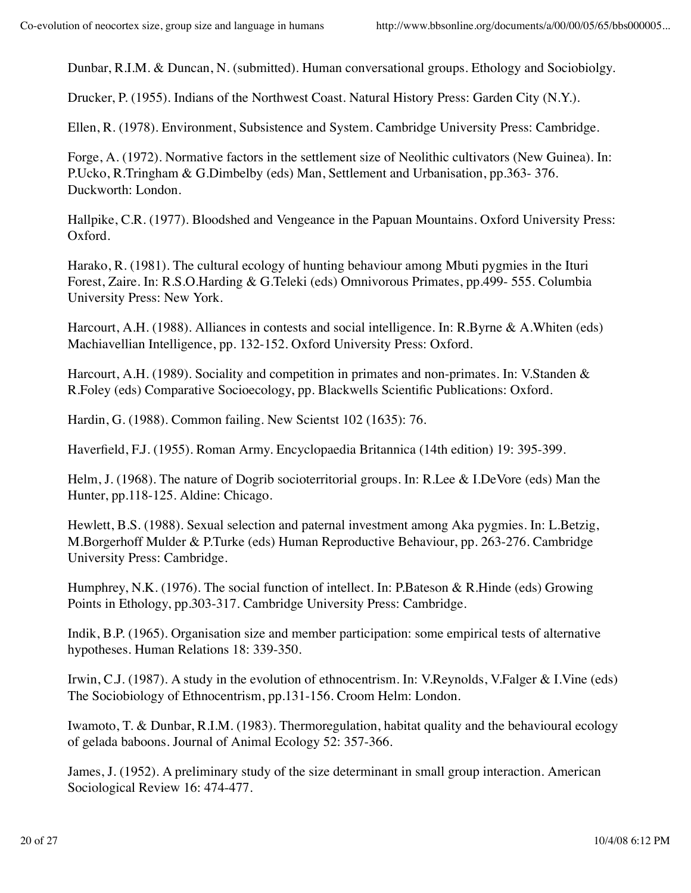Dunbar, R.I.M. & Duncan, N. (submitted). Human conversational groups. Ethology and Sociobiolgy.

Drucker, P. (1955). Indians of the Northwest Coast. Natural History Press: Garden City (N.Y.).

Ellen, R. (1978). Environment, Subsistence and System. Cambridge University Press: Cambridge.

Forge, A. (1972). Normative factors in the settlement size of Neolithic cultivators (New Guinea). In: P.Ucko, R.Tringham & G.Dimbelby (eds) Man, Settlement and Urbanisation, pp.363- 376. Duckworth: London.

Hallpike, C.R. (1977). Bloodshed and Vengeance in the Papuan Mountains. Oxford University Press: Oxford.

Harako, R. (1981). The cultural ecology of hunting behaviour among Mbuti pygmies in the Ituri Forest, Zaire. In: R.S.O.Harding & G.Teleki (eds) Omnivorous Primates, pp.499- 555. Columbia University Press: New York.

Harcourt, A.H. (1988). Alliances in contests and social intelligence. In: R.Byrne & A.Whiten (eds) Machiavellian Intelligence, pp. 132-152. Oxford University Press: Oxford.

Harcourt, A.H. (1989). Sociality and competition in primates and non-primates. In: V.Standen & R.Foley (eds) Comparative Socioecology, pp. Blackwells Scientific Publications: Oxford.

Hardin, G. (1988). Common failing. New Scientst 102 (1635): 76.

Haverfield, F.J. (1955). Roman Army. Encyclopaedia Britannica (14th edition) 19: 395-399.

Helm, J. (1968). The nature of Dogrib socioterritorial groups. In: R.Lee & I.DeVore (eds) Man the Hunter, pp.118-125. Aldine: Chicago.

Hewlett, B.S. (1988). Sexual selection and paternal investment among Aka pygmies. In: L.Betzig, M.Borgerhoff Mulder & P.Turke (eds) Human Reproductive Behaviour, pp. 263-276. Cambridge University Press: Cambridge.

Humphrey, N.K. (1976). The social function of intellect. In: P.Bateson & R.Hinde (eds) Growing Points in Ethology, pp.303-317. Cambridge University Press: Cambridge.

Indik, B.P. (1965). Organisation size and member participation: some empirical tests of alternative hypotheses. Human Relations 18: 339-350.

Irwin, C.J. (1987). A study in the evolution of ethnocentrism. In: V.Reynolds, V.Falger & I.Vine (eds) The Sociobiology of Ethnocentrism, pp.131-156. Croom Helm: London.

Iwamoto, T. & Dunbar, R.I.M. (1983). Thermoregulation, habitat quality and the behavioural ecology of gelada baboons. Journal of Animal Ecology 52: 357-366.

James, J. (1952). A preliminary study of the size determinant in small group interaction. American Sociological Review 16: 474-477.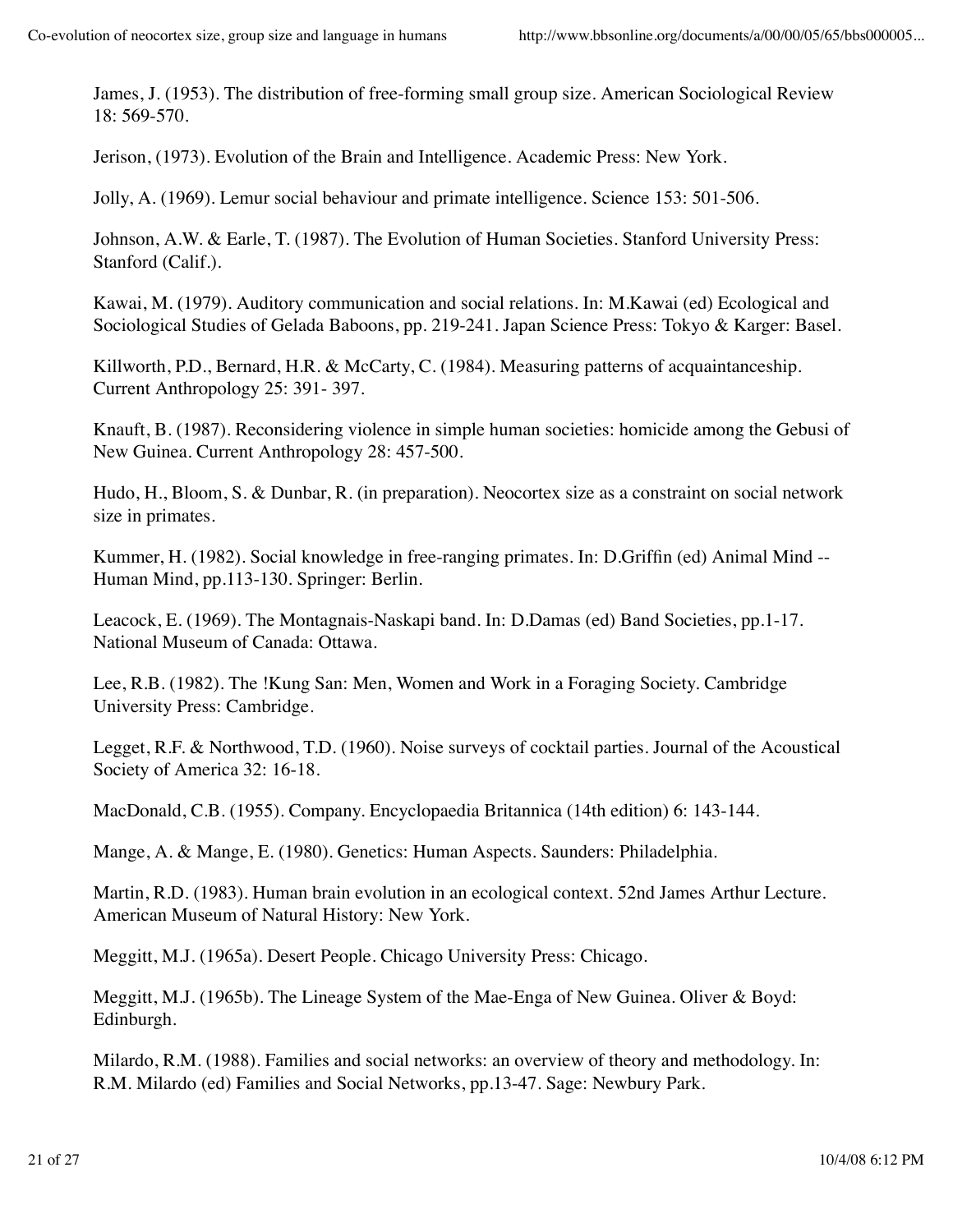James, J. (1953). The distribution of free-forming small group size. American Sociological Review 18: 569-570.

Jerison, (1973). Evolution of the Brain and Intelligence. Academic Press: New York.

Jolly, A. (1969). Lemur social behaviour and primate intelligence. Science 153: 501-506.

Johnson, A.W. & Earle, T. (1987). The Evolution of Human Societies. Stanford University Press: Stanford (Calif.).

Kawai, M. (1979). Auditory communication and social relations. In: M.Kawai (ed) Ecological and Sociological Studies of Gelada Baboons, pp. 219-241. Japan Science Press: Tokyo & Karger: Basel.

Killworth, P.D., Bernard, H.R. & McCarty, C. (1984). Measuring patterns of acquaintanceship. Current Anthropology 25: 391- 397.

Knauft, B. (1987). Reconsidering violence in simple human societies: homicide among the Gebusi of New Guinea. Current Anthropology 28: 457-500.

Hudo, H., Bloom, S. & Dunbar, R. (in preparation). Neocortex size as a constraint on social network size in primates.

Kummer, H. (1982). Social knowledge in free-ranging primates. In: D.Griffin (ed) Animal Mind -- Human Mind, pp.113-130. Springer: Berlin.

Leacock, E. (1969). The Montagnais-Naskapi band. In: D.Damas (ed) Band Societies, pp.1-17. National Museum of Canada: Ottawa.

Lee, R.B. (1982). The !Kung San: Men, Women and Work in a Foraging Society. Cambridge University Press: Cambridge.

Legget, R.F. & Northwood, T.D. (1960). Noise surveys of cocktail parties. Journal of the Acoustical Society of America 32: 16-18.

MacDonald, C.B. (1955). Company. Encyclopaedia Britannica (14th edition) 6: 143-144.

Mange, A. & Mange, E. (1980). Genetics: Human Aspects. Saunders: Philadelphia.

Martin, R.D. (1983). Human brain evolution in an ecological context. 52nd James Arthur Lecture. American Museum of Natural History: New York.

Meggitt, M.J. (1965a). Desert People. Chicago University Press: Chicago.

Meggitt, M.J. (1965b). The Lineage System of the Mae-Enga of New Guinea. Oliver & Boyd: Edinburgh.

Milardo, R.M. (1988). Families and social networks: an overview of theory and methodology. In: R.M. Milardo (ed) Families and Social Networks, pp.13-47. Sage: Newbury Park.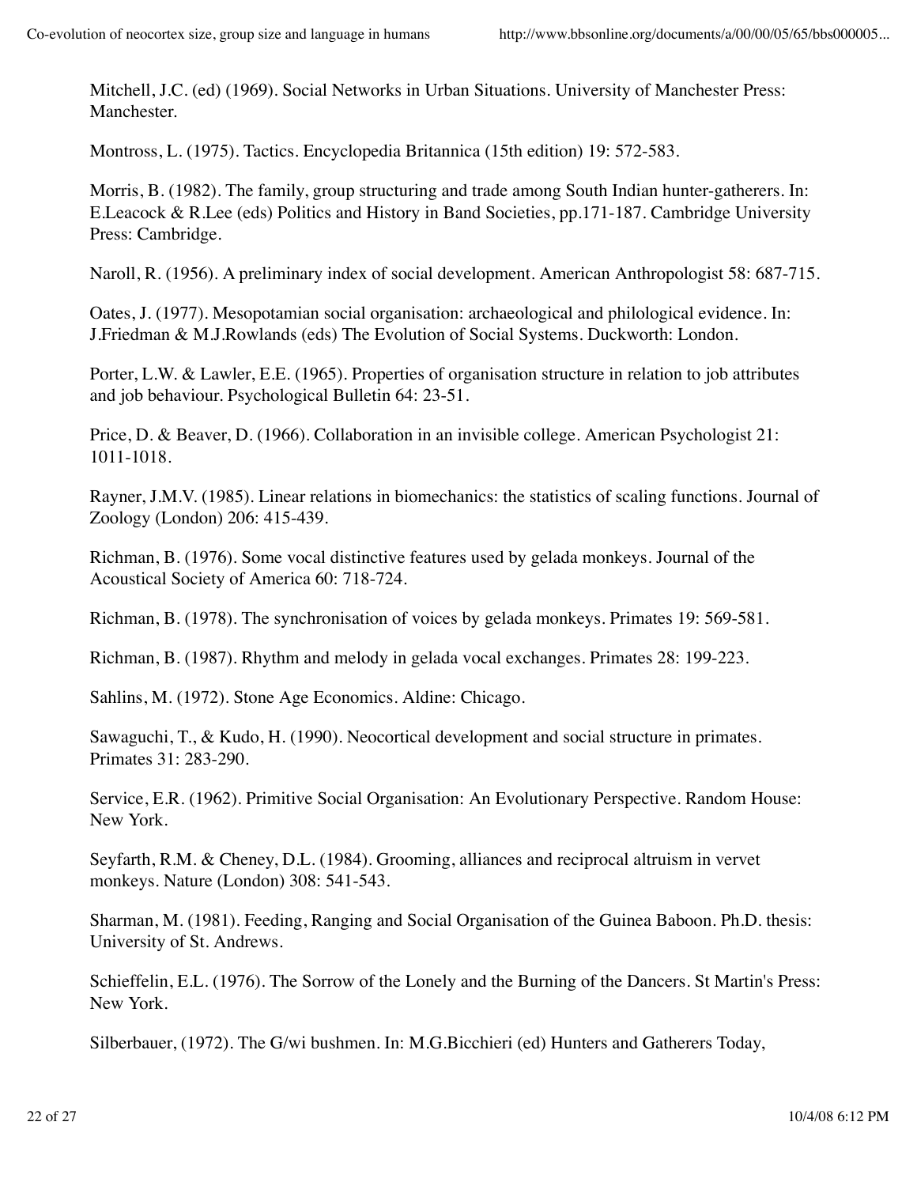Mitchell, J.C. (ed) (1969). Social Networks in Urban Situations. University of Manchester Press: Manchester.

Montross, L. (1975). Tactics. Encyclopedia Britannica (15th edition) 19: 572-583.

Morris, B. (1982). The family, group structuring and trade among South Indian hunter-gatherers. In: E.Leacock & R.Lee (eds) Politics and History in Band Societies, pp.171-187. Cambridge University Press: Cambridge.

Naroll, R. (1956). A preliminary index of social development. American Anthropologist 58: 687-715.

Oates, J. (1977). Mesopotamian social organisation: archaeological and philological evidence. In: J.Friedman & M.J.Rowlands (eds) The Evolution of Social Systems. Duckworth: London.

Porter, L.W. & Lawler, E.E. (1965). Properties of organisation structure in relation to job attributes and job behaviour. Psychological Bulletin 64: 23-51.

Price, D. & Beaver, D. (1966). Collaboration in an invisible college. American Psychologist 21: 1011-1018.

Rayner, J.M.V. (1985). Linear relations in biomechanics: the statistics of scaling functions. Journal of Zoology (London) 206: 415-439.

Richman, B. (1976). Some vocal distinctive features used by gelada monkeys. Journal of the Acoustical Society of America 60: 718-724.

Richman, B. (1978). The synchronisation of voices by gelada monkeys. Primates 19: 569-581.

Richman, B. (1987). Rhythm and melody in gelada vocal exchanges. Primates 28: 199-223.

Sahlins, M. (1972). Stone Age Economics. Aldine: Chicago.

Sawaguchi, T., & Kudo, H. (1990). Neocortical development and social structure in primates. Primates 31: 283-290.

Service, E.R. (1962). Primitive Social Organisation: An Evolutionary Perspective. Random House: New York.

Seyfarth, R.M. & Cheney, D.L. (1984). Grooming, alliances and reciprocal altruism in vervet monkeys. Nature (London) 308: 541-543.

Sharman, M. (1981). Feeding, Ranging and Social Organisation of the Guinea Baboon. Ph.D. thesis: University of St. Andrews.

Schieffelin, E.L. (1976). The Sorrow of the Lonely and the Burning of the Dancers. St Martin's Press: New York.

Silberbauer, (1972). The G/wi bushmen. In: M.G.Bicchieri (ed) Hunters and Gatherers Today,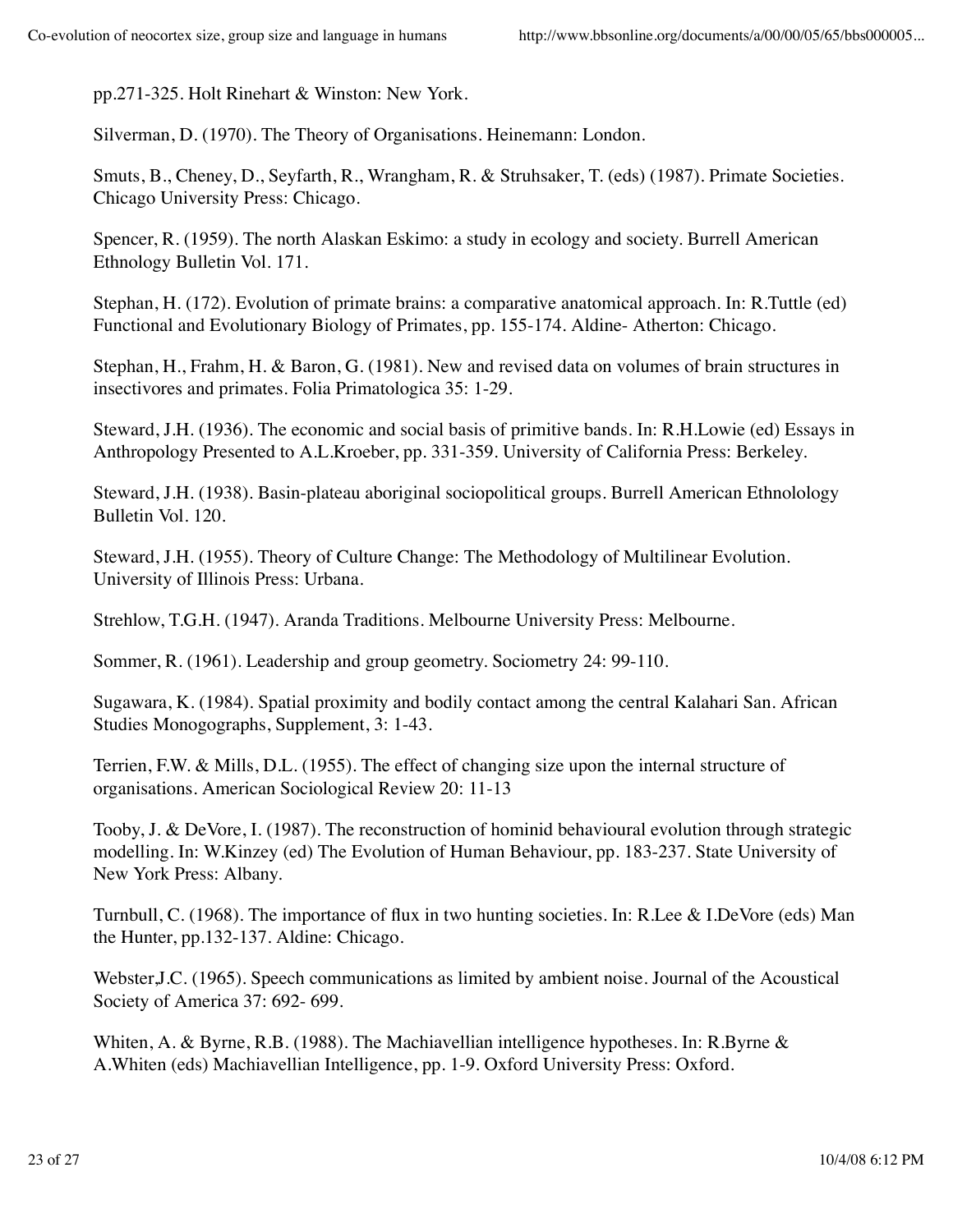pp.271-325. Holt Rinehart & Winston: New York.

Silverman, D. (1970). The Theory of Organisations. Heinemann: London.

Smuts, B., Cheney, D., Seyfarth, R., Wrangham, R. & Struhsaker, T. (eds) (1987). Primate Societies. Chicago University Press: Chicago.

Spencer, R. (1959). The north Alaskan Eskimo: a study in ecology and society. Burrell American Ethnology Bulletin Vol. 171.

Stephan, H. (172). Evolution of primate brains: a comparative anatomical approach. In: R.Tuttle (ed) Functional and Evolutionary Biology of Primates, pp. 155-174. Aldine- Atherton: Chicago.

Stephan, H., Frahm, H. & Baron, G. (1981). New and revised data on volumes of brain structures in insectivores and primates. Folia Primatologica 35: 1-29.

Steward, J.H. (1936). The economic and social basis of primitive bands. In: R.H.Lowie (ed) Essays in Anthropology Presented to A.L.Kroeber, pp. 331-359. University of California Press: Berkeley.

Steward, J.H. (1938). Basin-plateau aboriginal sociopolitical groups. Burrell American Ethnolology Bulletin Vol. 120.

Steward, J.H. (1955). Theory of Culture Change: The Methodology of Multilinear Evolution. University of Illinois Press: Urbana.

Strehlow, T.G.H. (1947). Aranda Traditions. Melbourne University Press: Melbourne.

Sommer, R. (1961). Leadership and group geometry. Sociometry 24: 99-110.

Sugawara, K. (1984). Spatial proximity and bodily contact among the central Kalahari San. African Studies Monogographs, Supplement, 3: 1-43.

Terrien, F.W. & Mills, D.L. (1955). The effect of changing size upon the internal structure of organisations. American Sociological Review 20: 11-13

Tooby, J. & DeVore, I. (1987). The reconstruction of hominid behavioural evolution through strategic modelling. In: W.Kinzey (ed) The Evolution of Human Behaviour, pp. 183-237. State University of New York Press: Albany.

Turnbull, C. (1968). The importance of flux in two hunting societies. In: R.Lee & I.DeVore (eds) Man the Hunter, pp.132-137. Aldine: Chicago.

Webster,J.C. (1965). Speech communications as limited by ambient noise. Journal of the Acoustical Society of America 37: 692- 699.

Whiten, A. & Byrne, R.B. (1988). The Machiavellian intelligence hypotheses. In: R.Byrne & A.Whiten (eds) Machiavellian Intelligence, pp. 1-9. Oxford University Press: Oxford.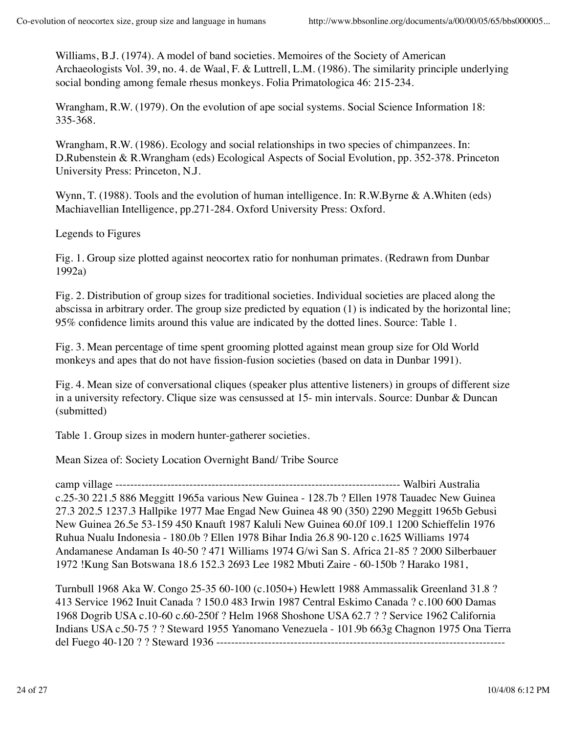Williams, B.J. (1974). A model of band societies. Memoires of the Society of American Archaeologists Vol. 39, no. 4. de Waal, F. & Luttrell, L.M. (1986). The similarity principle underlying social bonding among female rhesus monkeys. Folia Primatologica 46: 215-234.

Wrangham, R.W. (1979). On the evolution of ape social systems. Social Science Information 18: 335-368.

Wrangham, R.W. (1986). Ecology and social relationships in two species of chimpanzees. In: D.Rubenstein & R.Wrangham (eds) Ecological Aspects of Social Evolution, pp. 352-378. Princeton University Press: Princeton, N.J.

Wynn, T. (1988). Tools and the evolution of human intelligence. In: R.W.Byrne & A.Whiten (eds) Machiavellian Intelligence, pp.271-284. Oxford University Press: Oxford.

Legends to Figures

Fig. 1. Group size plotted against neocortex ratio for nonhuman primates. (Redrawn from Dunbar 1992a)

Fig. 2. Distribution of group sizes for traditional societies. Individual societies are placed along the abscissa in arbitrary order. The group size predicted by equation (1) is indicated by the horizontal line; 95% confidence limits around this value are indicated by the dotted lines. Source: Table 1.

Fig. 3. Mean percentage of time spent grooming plotted against mean group size for Old World monkeys and apes that do not have fission-fusion societies (based on data in Dunbar 1991).

Fig. 4. Mean size of conversational cliques (speaker plus attentive listeners) in groups of different size in a university refectory. Clique size was censussed at 15- min intervals. Source: Dunbar & Duncan (submitted)

Table 1. Group sizes in modern hunter-gatherer societies.

| Society | Location | Mean Sizea of: Overnight camp | Band/ village | Tribe | Source |
|---|---|---|---|---|---|
| Walbiri | Australia | c.25-30 | 221.5 | 886 | Meggitt 1965a |
| various | New Guinea | - | 128.7b | ? | Ellen 1978 |
| Tauadec | New Guinea | 27.3 | 202.5 | 1237.3 | Hallpike 1977 |
| Mae Engad | New Guinea | 48 | 90 (350) | 2290 | Meggitt 1965b |
| Gebusi | New Guinea | 26.5e | 53-159 | 450 | Knauft 1987 |
| Kaluli | New Guinea | 60.0f | 109.1 | 1200 | Schieffelin 1976 |
| Ruhua Nualu | Indonesia | - | 180.0b | ? | Ellen 1978 |
| Bihar | India | 26.8 | 90-120 | c.1625 | Williams 1974 |
| Andamanese | Andaman Is | 40-50 | ? | 471 | Williams 1974 |
| G/wi San | S. Africa | 21-85 | ? | 2000 | Silberbauer 1972 |
| !Kung San | Botswana | 18.6 | 152.3 | 2693 | Lee 1982 |
| Mbuti | Zaire | - | 60-150b | ? | Harako 1981, Turnbull 1968 |
| Aka | W. Congo | 25-35 | 60-100 | (c.1050+) | Hewlett 1988 |
| Ammassalik | Greenland | 31.8 | ? | 413 | Service 1962 |
| Inuit | Canada | ? | 150.0 | 483 | Irwin 1987 |
| Central Eskimo | Canada | ? | c.100 | 600 | Damas 1968 |
| Dogrib | USA | c.10-60 | c.60-250f | ? | Helm 1968 |
| Shoshone | USA | 62.7 | ? | ? | Service 1962 |
| California Indians | USA | c.50-75 | ? | ? | Steward 1955 |
| Yanomano | Venezuela | - | 101.9b | 663g | Chagnon 1975 |
| Ona | Tierra del Fuego | 40-120 | ? | ? | Steward 1936 |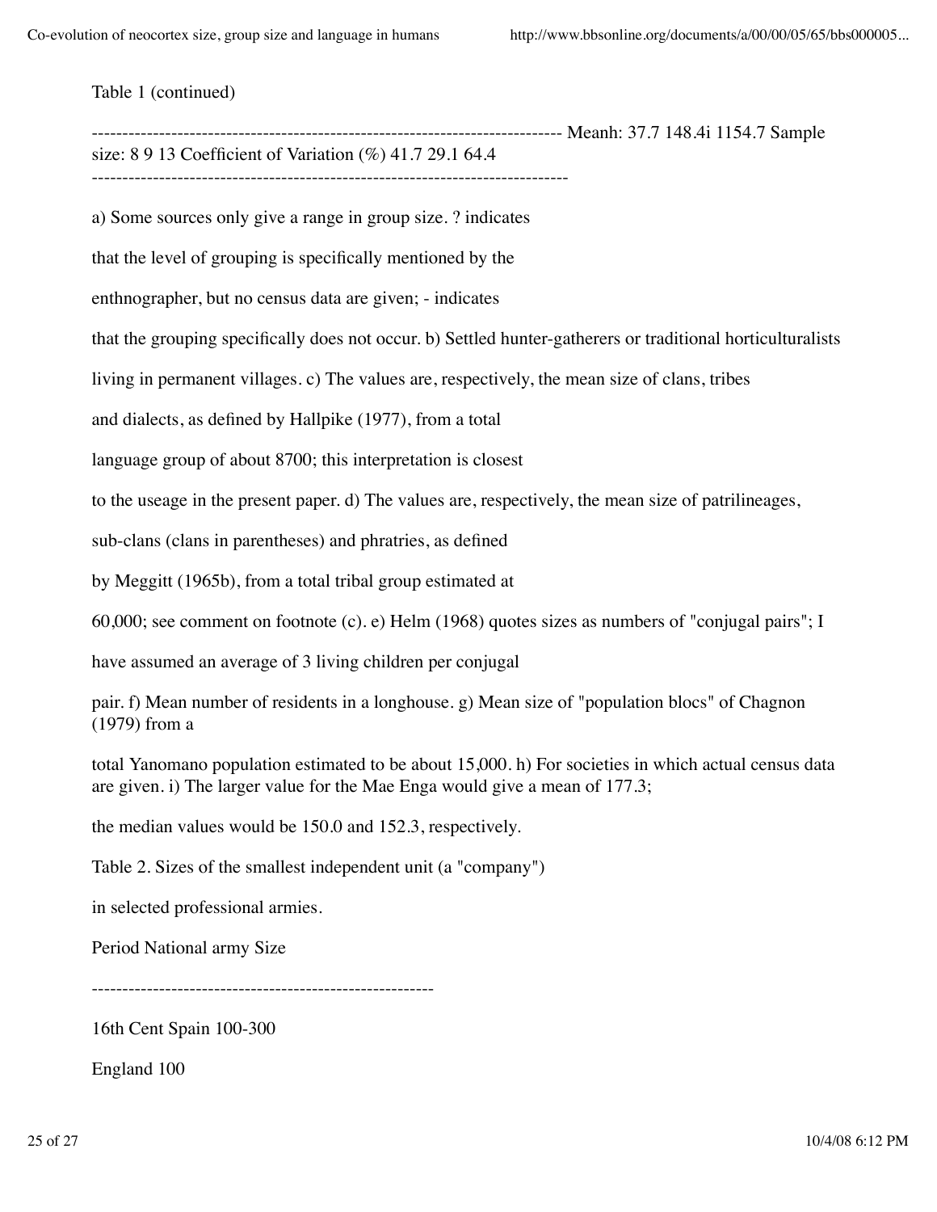Table 1 (continued)

| | | | |
|---|---|---|---|
| Mean[h]: | 37.7 | 148.4[i] | 1154.7 |
| Sample size: | 8 | 9 | 13 |
| Coefficient of Variation (%) | 41.7 | 29.1 | 64.4 |

a) Some sources only give a range in group size. ? indicates that the level of grouping is specifically mentioned by the enthnographer, but no census data are given; - indicates that the grouping specifically does not occur. b) Settled hunter-gatherers or traditional horticulturalists living in permanent villages. c) The values are, respectively, the mean size of clans, tribes and dialects, as defined by Hallpike (1977), from a total language group of about 8700; this interpretation is closest to the useage in the present paper. d) The values are, respectively, the mean size of patrilineages, sub-clans (clans in parentheses) and phratries, as defined by Meggitt (1965b), from a total tribal group estimated at 60,000; see comment on footnote (c). e) Helm (1968) quotes sizes as numbers of "conjugal pairs"; I have assumed an average of 3 living children per conjugal pair. f) Mean number of residents in a longhouse. g) Mean size of "population blocs" of Chagnon (1979) from a total Yanomano population estimated to be about 15,000. h) For societies in which actual census data are given. i) The larger value for the Mae Enga would give a mean of 177.3; the median values would be 150.0 and 152.3, respectively.

Table 2. Sizes of the smallest independent unit (a "company") in selected professional armies.

| Period | National army | Size |
|---|---|---|
| 16th Cent | Spain | 100-300 |
| | England | 100 |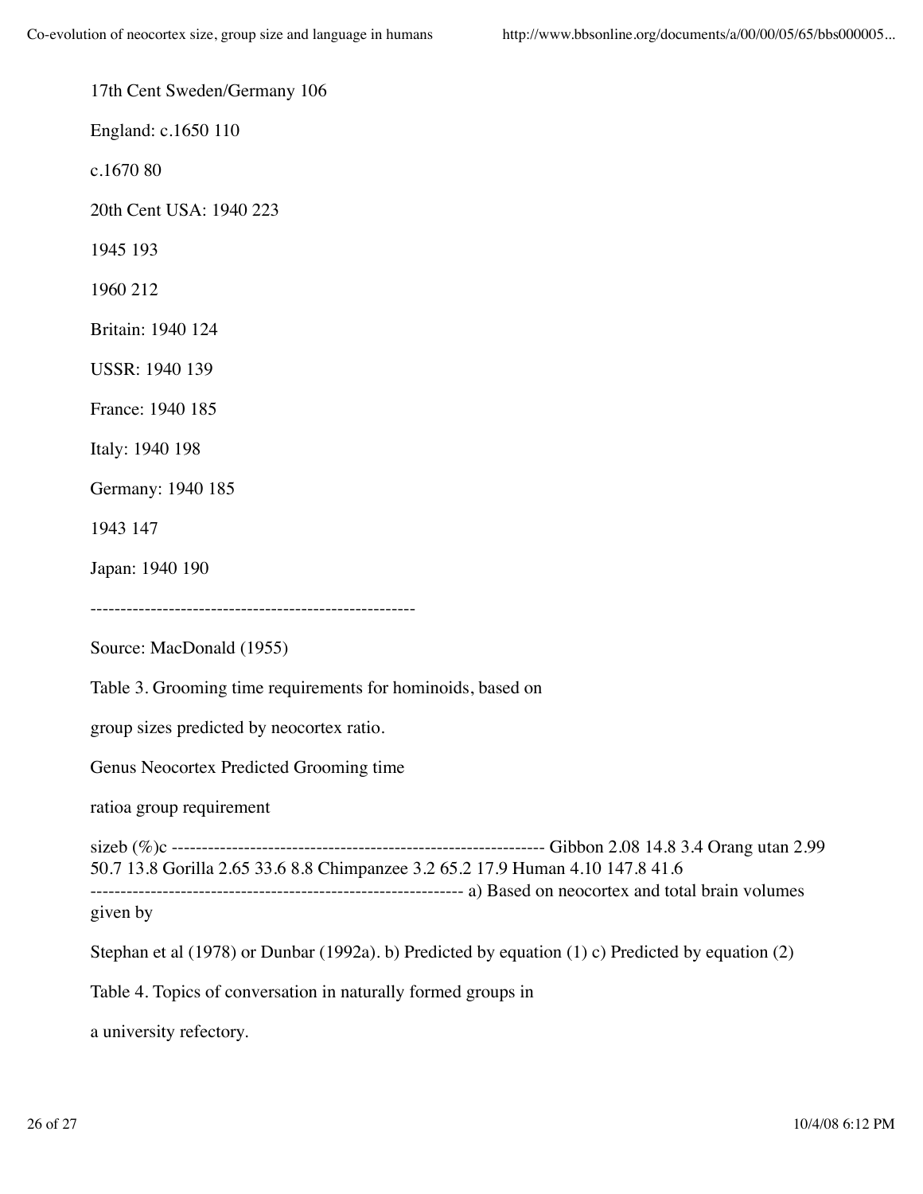17th Cent Sweden/Germany 106

England: c.1650 110

c.1670 80

20th Cent USA: 1940 223

1945 193

1960 212

Britain: 1940 124

USSR: 1940 139

France: 1940 185

Italy: 1940 198

Germany: 1940 185

1943 147

Japan: 1940 190

------------------------------------------------------

Source: MacDonald (1955)

Table 3. Grooming time requirements for hominoids, based on group sizes predicted by neocortex ratio.

| Genus | Neocortex ratio[a] | Predicted group size[b] | Grooming time requirement (%)[c] |
|---|---|---|---|
| Gibbon | 2.08 | 14.8 | 3.4 |
| Orang utan | 2.99 | 50.7 | 13.8 |
| Gorilla | 2.65 | 33.6 | 8.8 |
| Chimpanzee | 3.2 | 65.2 | 17.9 |
| Human | 4.10 | 147.8 | 41.6 |

a) Based on neocortex and total brain volumes given by Stephan et al (1978) or Dunbar (1992a). b) Predicted by equation (1) c) Predicted by equation (2)

Table 4. Topics of conversation in naturally formed groups in a university refectory.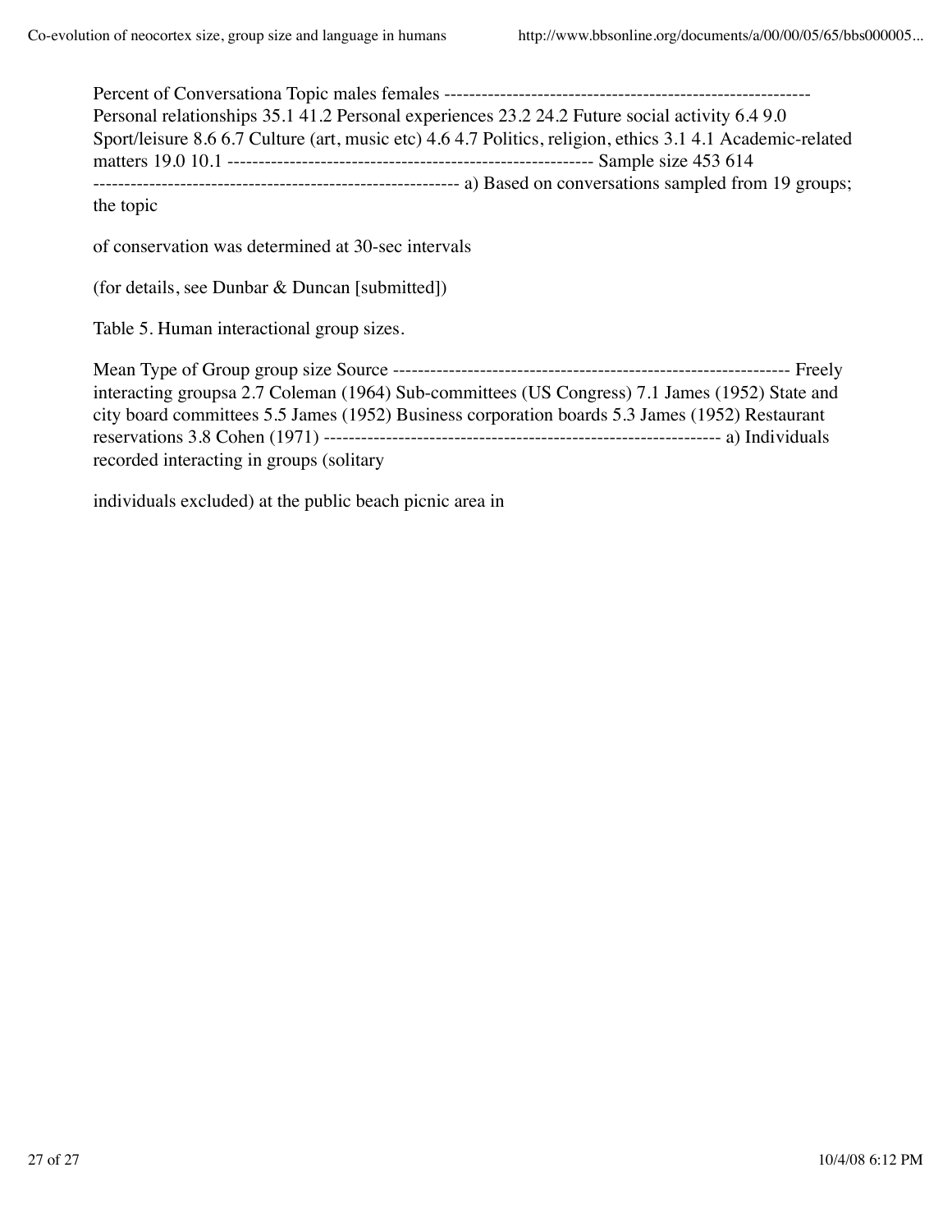| Topic | Percent of Conversation[a] males | females |
|---|---|---|
| Personal relationships | 35.1 | 41.2 |
| Personal experiences | 23.2 | 24.2 |
| Future social activity | 6.4 | 9.0 |
| Sport/leisure | 8.6 | 6.7 |
| Culture (art, music etc) | 4.6 | 4.7 |
| Politics, religion, ethics | 3.1 | 4.1 |
| Academic-related matters | 19.0 | 10.1 |
| Sample size | 453 | 614 |

a) Based on conversations sampled from 19 groups; the topic

of conservation was determined at 30-sec intervals

(for details, see Dunbar & Duncan [submitted])

Table 5. Human interactional group sizes.

| Type of Group | Mean group size | Source |
|---|---|---|
| Freely interacting groups[a] | 2.7 | Coleman (1964) |
| Sub-committees (US Congress) | 7.1 | James (1952) |
| State and city board committees | 5.5 | James (1952) |
| Business corporation boards | 5.3 | James (1952) |
| Restaurant reservations | 3.8 | Cohen (1971) |

a) Individuals recorded interacting in groups (solitary

individuals excluded) at the public beach picnic area in